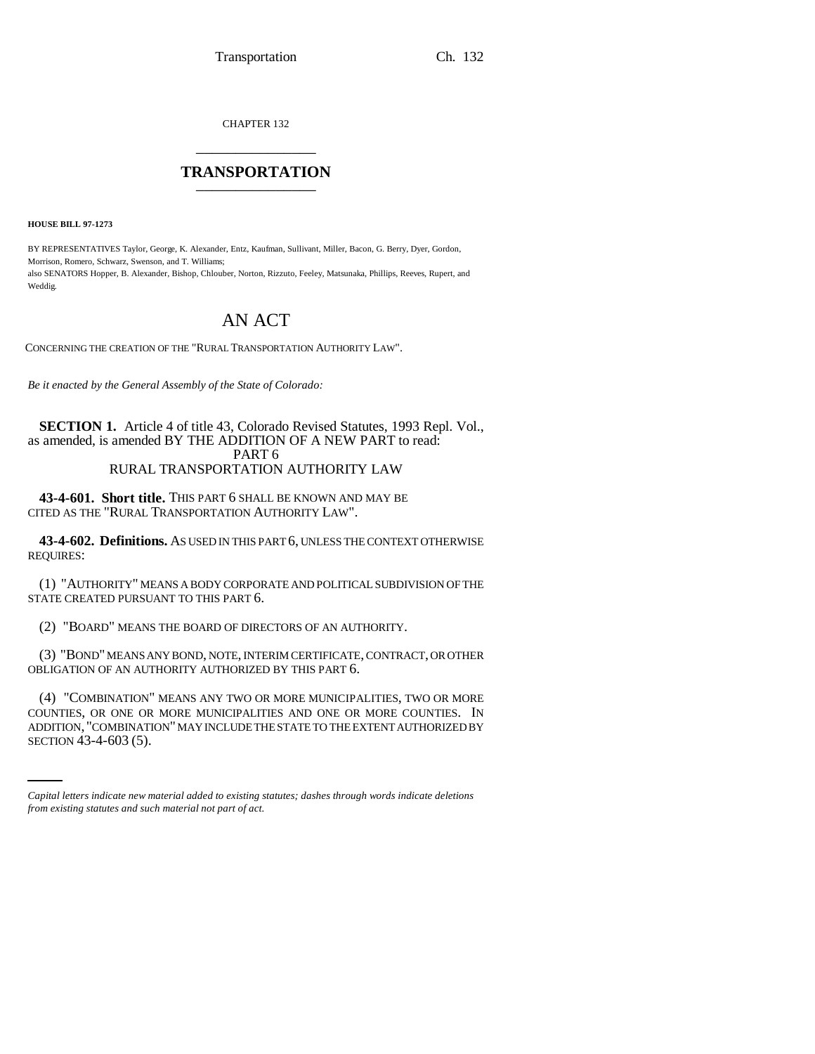CHAPTER 132

# TRANSPORTATION

**HOUSE BILL 97-1273**

BY REPRESENTATIVES Taylor, George, K. Alexander, Entz, Kaufman, Sullivant, Miller, Bacon, G. Berry, Dyer, Gordon, Morrison, Romero, Schwarz, Swenson, and T. Williams;
also SENATORS Hopper, B. Alexander, Bishop, Chlouber, Norton, Rizzuto, Feeley, Matsunaka, Phillips, Reeves, Rupert, and Weddig.

## AN ACT

CONCERNING THE CREATION OF THE "RURAL TRANSPORTATION AUTHORITY LAW".

*Be it enacted by the General Assembly of the State of Colorado:*

**SECTION 1.** Article 4 of title 43, Colorado Revised Statutes, 1993 Repl. Vol., as amended, is amended BY THE ADDITION OF A NEW PART to read:

PART 6
RURAL TRANSPORTATION AUTHORITY LAW

**43-4-601. Short title.** THIS PART 6 SHALL BE KNOWN AND MAY BE CITED AS THE "RURAL TRANSPORTATION AUTHORITY LAW".

**43-4-602. Definitions.** AS USED IN THIS PART 6, UNLESS THE CONTEXT OTHERWISE REQUIRES:

(1) "AUTHORITY" MEANS A BODY CORPORATE AND POLITICAL SUBDIVISION OF THE STATE CREATED PURSUANT TO THIS PART 6.

(2) "BOARD" MEANS THE BOARD OF DIRECTORS OF AN AUTHORITY.

(3) "BOND" MEANS ANY BOND, NOTE, INTERIM CERTIFICATE, CONTRACT, OR OTHER OBLIGATION OF AN AUTHORITY AUTHORIZED BY THIS PART 6.

(4) "COMBINATION" MEANS ANY TWO OR MORE MUNICIPALITIES, TWO OR MORE COUNTIES, OR ONE OR MORE MUNICIPALITIES AND ONE OR MORE COUNTIES. IN ADDITION, "COMBINATION" MAY INCLUDE THE STATE TO THE EXTENT AUTHORIZED BY SECTION 43-4-603 (5).

*Capital letters indicate new material added to existing statutes; dashes through words indicate deletions from existing statutes and such material not part of act.*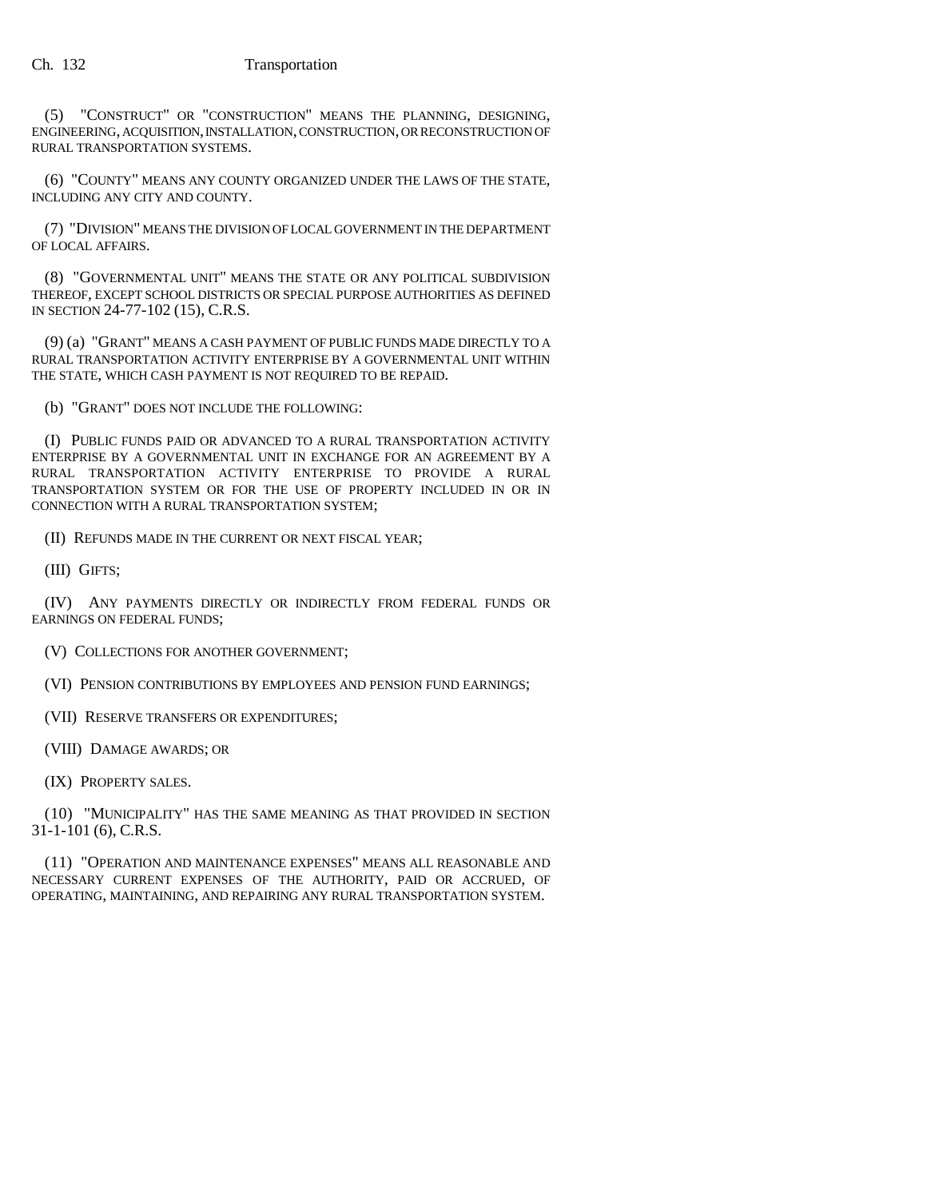(5) "CONSTRUCT" OR "CONSTRUCTION" MEANS THE PLANNING, DESIGNING, ENGINEERING, ACQUISITION, INSTALLATION, CONSTRUCTION, OR RECONSTRUCTION OF RURAL TRANSPORTATION SYSTEMS.

(6) "COUNTY" MEANS ANY COUNTY ORGANIZED UNDER THE LAWS OF THE STATE, INCLUDING ANY CITY AND COUNTY.

(7) "DIVISION" MEANS THE DIVISION OF LOCAL GOVERNMENT IN THE DEPARTMENT OF LOCAL AFFAIRS.

(8) "GOVERNMENTAL UNIT" MEANS THE STATE OR ANY POLITICAL SUBDIVISION THEREOF, EXCEPT SCHOOL DISTRICTS OR SPECIAL PURPOSE AUTHORITIES AS DEFINED IN SECTION 24-77-102 (15), C.R.S.

(9) (a) "GRANT" MEANS A CASH PAYMENT OF PUBLIC FUNDS MADE DIRECTLY TO A RURAL TRANSPORTATION ACTIVITY ENTERPRISE BY A GOVERNMENTAL UNIT WITHIN THE STATE, WHICH CASH PAYMENT IS NOT REQUIRED TO BE REPAID.

(b) "GRANT" DOES NOT INCLUDE THE FOLLOWING:

(I) PUBLIC FUNDS PAID OR ADVANCED TO A RURAL TRANSPORTATION ACTIVITY ENTERPRISE BY A GOVERNMENTAL UNIT IN EXCHANGE FOR AN AGREEMENT BY A RURAL TRANSPORTATION ACTIVITY ENTERPRISE TO PROVIDE A RURAL TRANSPORTATION SYSTEM OR FOR THE USE OF PROPERTY INCLUDED IN OR IN CONNECTION WITH A RURAL TRANSPORTATION SYSTEM;

(II) REFUNDS MADE IN THE CURRENT OR NEXT FISCAL YEAR;

(III) GIFTS;

(IV) ANY PAYMENTS DIRECTLY OR INDIRECTLY FROM FEDERAL FUNDS OR EARNINGS ON FEDERAL FUNDS;

(V) COLLECTIONS FOR ANOTHER GOVERNMENT;

(VI) PENSION CONTRIBUTIONS BY EMPLOYEES AND PENSION FUND EARNINGS;

(VII) RESERVE TRANSFERS OR EXPENDITURES;

(VIII) DAMAGE AWARDS; OR

(IX) PROPERTY SALES.

(10) "MUNICIPALITY" HAS THE SAME MEANING AS THAT PROVIDED IN SECTION 31-1-101 (6), C.R.S.

(11) "OPERATION AND MAINTENANCE EXPENSES" MEANS ALL REASONABLE AND NECESSARY CURRENT EXPENSES OF THE AUTHORITY, PAID OR ACCRUED, OF OPERATING, MAINTAINING, AND REPAIRING ANY RURAL TRANSPORTATION SYSTEM.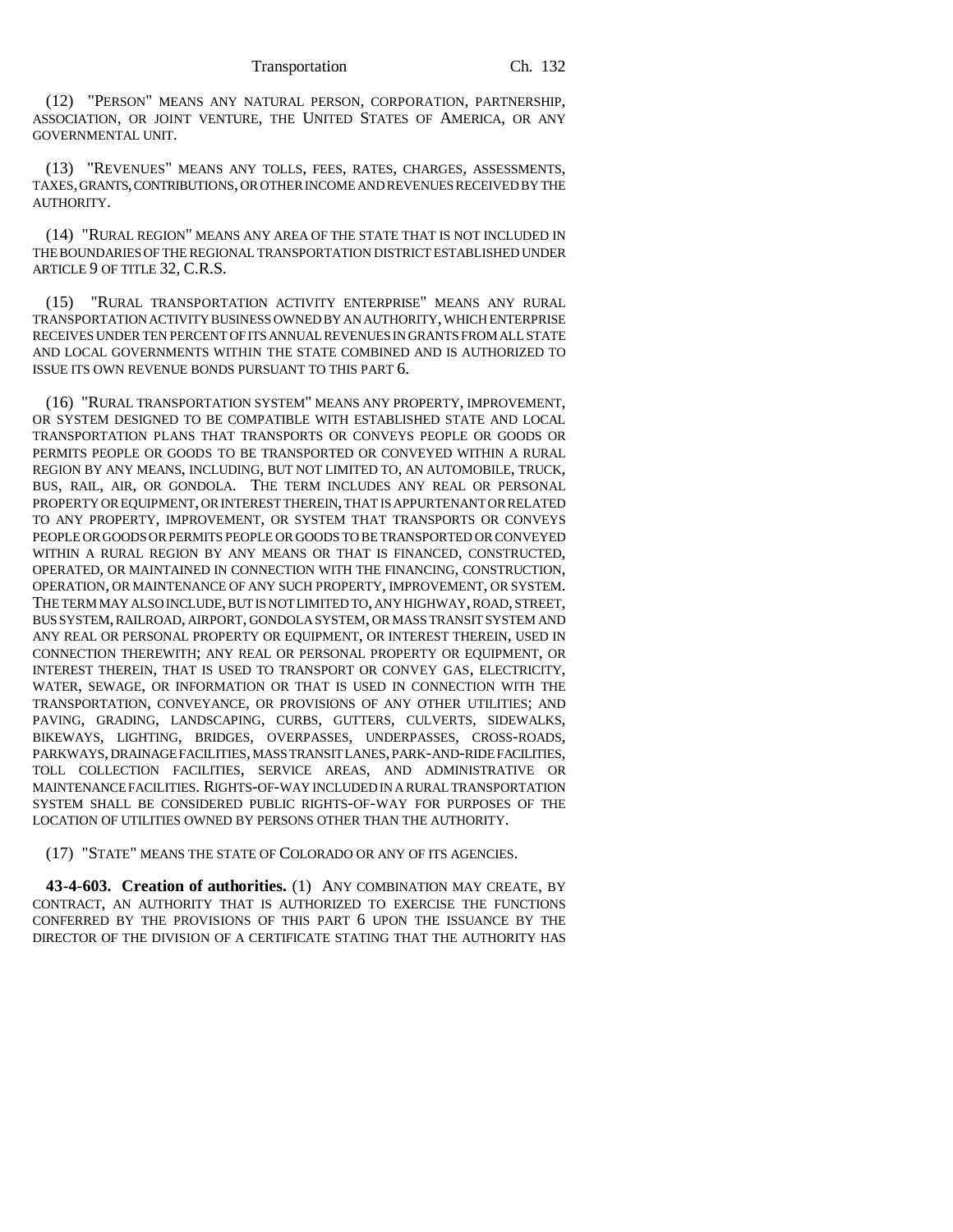(12) "PERSON" MEANS ANY NATURAL PERSON, CORPORATION, PARTNERSHIP, ASSOCIATION, OR JOINT VENTURE, THE UNITED STATES OF AMERICA, OR ANY GOVERNMENTAL UNIT.

(13) "REVENUES" MEANS ANY TOLLS, FEES, RATES, CHARGES, ASSESSMENTS, TAXES, GRANTS, CONTRIBUTIONS, OR OTHER INCOME AND REVENUES RECEIVED BY THE AUTHORITY.

(14) "RURAL REGION" MEANS ANY AREA OF THE STATE THAT IS NOT INCLUDED IN THE BOUNDARIES OF THE REGIONAL TRANSPORTATION DISTRICT ESTABLISHED UNDER ARTICLE 9 OF TITLE 32, C.R.S.

(15) "RURAL TRANSPORTATION ACTIVITY ENTERPRISE" MEANS ANY RURAL TRANSPORTATION ACTIVITY BUSINESS OWNED BY AN AUTHORITY, WHICH ENTERPRISE RECEIVES UNDER TEN PERCENT OF ITS ANNUAL REVENUES IN GRANTS FROM ALL STATE AND LOCAL GOVERNMENTS WITHIN THE STATE COMBINED AND IS AUTHORIZED TO ISSUE ITS OWN REVENUE BONDS PURSUANT TO THIS PART 6.

(16) "RURAL TRANSPORTATION SYSTEM" MEANS ANY PROPERTY, IMPROVEMENT, OR SYSTEM DESIGNED TO BE COMPATIBLE WITH ESTABLISHED STATE AND LOCAL TRANSPORTATION PLANS THAT TRANSPORTS OR CONVEYS PEOPLE OR GOODS OR PERMITS PEOPLE OR GOODS TO BE TRANSPORTED OR CONVEYED WITHIN A RURAL REGION BY ANY MEANS, INCLUDING, BUT NOT LIMITED TO, AN AUTOMOBILE, TRUCK, BUS, RAIL, AIR, OR GONDOLA. THE TERM INCLUDES ANY REAL OR PERSONAL PROPERTY OR EQUIPMENT, OR INTEREST THEREIN, THAT IS APPURTENANT OR RELATED TO ANY PROPERTY, IMPROVEMENT, OR SYSTEM THAT TRANSPORTS OR CONVEYS PEOPLE OR GOODS OR PERMITS PEOPLE OR GOODS TO BE TRANSPORTED OR CONVEYED WITHIN A RURAL REGION BY ANY MEANS OR THAT IS FINANCED, CONSTRUCTED, OPERATED, OR MAINTAINED IN CONNECTION WITH THE FINANCING, CONSTRUCTION, OPERATION, OR MAINTENANCE OF ANY SUCH PROPERTY, IMPROVEMENT, OR SYSTEM. THE TERM MAY ALSO INCLUDE, BUT IS NOT LIMITED TO, ANY HIGHWAY, ROAD, STREET, BUS SYSTEM, RAILROAD, AIRPORT, GONDOLA SYSTEM, OR MASS TRANSIT SYSTEM AND ANY REAL OR PERSONAL PROPERTY OR EQUIPMENT, OR INTEREST THEREIN, USED IN CONNECTION THEREWITH; ANY REAL OR PERSONAL PROPERTY OR EQUIPMENT, OR INTEREST THEREIN, THAT IS USED TO TRANSPORT OR CONVEY GAS, ELECTRICITY, WATER, SEWAGE, OR INFORMATION OR THAT IS USED IN CONNECTION WITH THE TRANSPORTATION, CONVEYANCE, OR PROVISIONS OF ANY OTHER UTILITIES; AND PAVING, GRADING, LANDSCAPING, CURBS, GUTTERS, CULVERTS, SIDEWALKS, BIKEWAYS, LIGHTING, BRIDGES, OVERPASSES, UNDERPASSES, CROSS-ROADS, PARKWAYS, DRAINAGE FACILITIES, MASS TRANSIT LANES, PARK-AND-RIDE FACILITIES, TOLL COLLECTION FACILITIES, SERVICE AREAS, AND ADMINISTRATIVE OR MAINTENANCE FACILITIES. RIGHTS-OF-WAY INCLUDED IN A RURAL TRANSPORTATION SYSTEM SHALL BE CONSIDERED PUBLIC RIGHTS-OF-WAY FOR PURPOSES OF THE LOCATION OF UTILITIES OWNED BY PERSONS OTHER THAN THE AUTHORITY.

(17) "STATE" MEANS THE STATE OF COLORADO OR ANY OF ITS AGENCIES.

**43-4-603. Creation of authorities.** (1) ANY COMBINATION MAY CREATE, BY CONTRACT, AN AUTHORITY THAT IS AUTHORIZED TO EXERCISE THE FUNCTIONS CONFERRED BY THE PROVISIONS OF THIS PART 6 UPON THE ISSUANCE BY THE DIRECTOR OF THE DIVISION OF A CERTIFICATE STATING THAT THE AUTHORITY HAS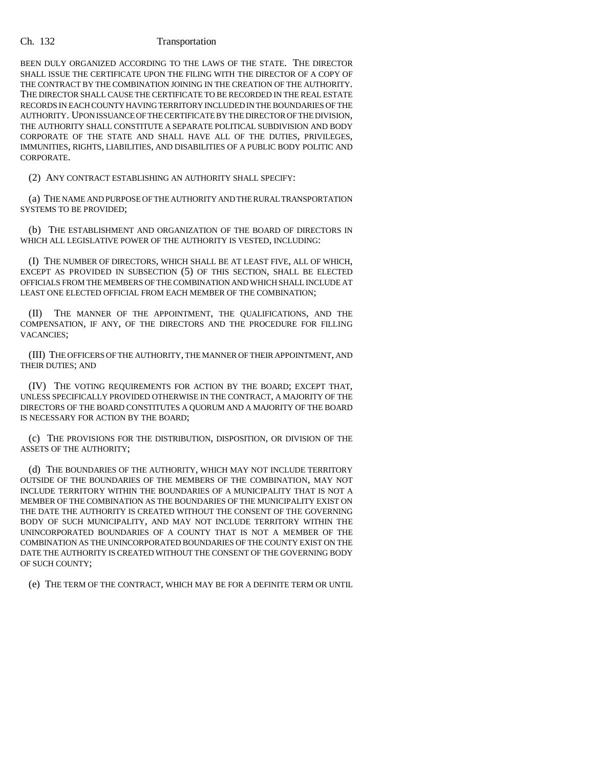BEEN DULY ORGANIZED ACCORDING TO THE LAWS OF THE STATE. THE DIRECTOR SHALL ISSUE THE CERTIFICATE UPON THE FILING WITH THE DIRECTOR OF A COPY OF THE CONTRACT BY THE COMBINATION JOINING IN THE CREATION OF THE AUTHORITY. THE DIRECTOR SHALL CAUSE THE CERTIFICATE TO BE RECORDED IN THE REAL ESTATE RECORDS IN EACH COUNTY HAVING TERRITORY INCLUDED IN THE BOUNDARIES OF THE AUTHORITY. UPON ISSUANCE OF THE CERTIFICATE BY THE DIRECTOR OF THE DIVISION, THE AUTHORITY SHALL CONSTITUTE A SEPARATE POLITICAL SUBDIVISION AND BODY CORPORATE OF THE STATE AND SHALL HAVE ALL OF THE DUTIES, PRIVILEGES, IMMUNITIES, RIGHTS, LIABILITIES, AND DISABILITIES OF A PUBLIC BODY POLITIC AND CORPORATE.

(2) ANY CONTRACT ESTABLISHING AN AUTHORITY SHALL SPECIFY:

(a) THE NAME AND PURPOSE OF THE AUTHORITY AND THE RURAL TRANSPORTATION SYSTEMS TO BE PROVIDED;

(b) THE ESTABLISHMENT AND ORGANIZATION OF THE BOARD OF DIRECTORS IN WHICH ALL LEGISLATIVE POWER OF THE AUTHORITY IS VESTED, INCLUDING:

(I) THE NUMBER OF DIRECTORS, WHICH SHALL BE AT LEAST FIVE, ALL OF WHICH, EXCEPT AS PROVIDED IN SUBSECTION (5) OF THIS SECTION, SHALL BE ELECTED OFFICIALS FROM THE MEMBERS OF THE COMBINATION AND WHICH SHALL INCLUDE AT LEAST ONE ELECTED OFFICIAL FROM EACH MEMBER OF THE COMBINATION;

(II) THE MANNER OF THE APPOINTMENT, THE QUALIFICATIONS, AND THE COMPENSATION, IF ANY, OF THE DIRECTORS AND THE PROCEDURE FOR FILLING VACANCIES;

(III) THE OFFICERS OF THE AUTHORITY, THE MANNER OF THEIR APPOINTMENT, AND THEIR DUTIES; AND

(IV) THE VOTING REQUIREMENTS FOR ACTION BY THE BOARD; EXCEPT THAT, UNLESS SPECIFICALLY PROVIDED OTHERWISE IN THE CONTRACT, A MAJORITY OF THE DIRECTORS OF THE BOARD CONSTITUTES A QUORUM AND A MAJORITY OF THE BOARD IS NECESSARY FOR ACTION BY THE BOARD;

(c) THE PROVISIONS FOR THE DISTRIBUTION, DISPOSITION, OR DIVISION OF THE ASSETS OF THE AUTHORITY;

(d) THE BOUNDARIES OF THE AUTHORITY, WHICH MAY NOT INCLUDE TERRITORY OUTSIDE OF THE BOUNDARIES OF THE MEMBERS OF THE COMBINATION, MAY NOT INCLUDE TERRITORY WITHIN THE BOUNDARIES OF A MUNICIPALITY THAT IS NOT A MEMBER OF THE COMBINATION AS THE BOUNDARIES OF THE MUNICIPALITY EXIST ON THE DATE THE AUTHORITY IS CREATED WITHOUT THE CONSENT OF THE GOVERNING BODY OF SUCH MUNICIPALITY, AND MAY NOT INCLUDE TERRITORY WITHIN THE UNINCORPORATED BOUNDARIES OF A COUNTY THAT IS NOT A MEMBER OF THE COMBINATION AS THE UNINCORPORATED BOUNDARIES OF THE COUNTY EXIST ON THE DATE THE AUTHORITY IS CREATED WITHOUT THE CONSENT OF THE GOVERNING BODY OF SUCH COUNTY;

(e) THE TERM OF THE CONTRACT, WHICH MAY BE FOR A DEFINITE TERM OR UNTIL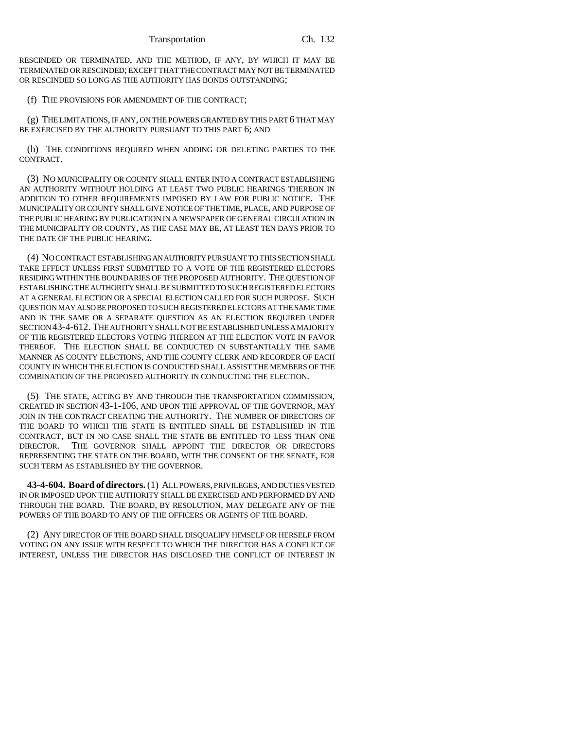RESCINDED OR TERMINATED, AND THE METHOD, IF ANY, BY WHICH IT MAY BE TERMINATED OR RESCINDED; EXCEPT THAT THE CONTRACT MAY NOT BE TERMINATED OR RESCINDED SO LONG AS THE AUTHORITY HAS BONDS OUTSTANDING;

(f) THE PROVISIONS FOR AMENDMENT OF THE CONTRACT;

(g) THE LIMITATIONS, IF ANY, ON THE POWERS GRANTED BY THIS PART 6 THAT MAY BE EXERCISED BY THE AUTHORITY PURSUANT TO THIS PART 6; AND

(h) THE CONDITIONS REQUIRED WHEN ADDING OR DELETING PARTIES TO THE CONTRACT.

(3) NO MUNICIPALITY OR COUNTY SHALL ENTER INTO A CONTRACT ESTABLISHING AN AUTHORITY WITHOUT HOLDING AT LEAST TWO PUBLIC HEARINGS THEREON IN ADDITION TO OTHER REQUIREMENTS IMPOSED BY LAW FOR PUBLIC NOTICE. THE MUNICIPALITY OR COUNTY SHALL GIVE NOTICE OF THE TIME, PLACE, AND PURPOSE OF THE PUBLIC HEARING BY PUBLICATION IN A NEWSPAPER OF GENERAL CIRCULATION IN THE MUNICIPALITY OR COUNTY, AS THE CASE MAY BE, AT LEAST TEN DAYS PRIOR TO THE DATE OF THE PUBLIC HEARING.

(4) NO CONTRACT ESTABLISHING AN AUTHORITY PURSUANT TO THIS SECTION SHALL TAKE EFFECT UNLESS FIRST SUBMITTED TO A VOTE OF THE REGISTERED ELECTORS RESIDING WITHIN THE BOUNDARIES OF THE PROPOSED AUTHORITY. THE QUESTION OF ESTABLISHING THE AUTHORITY SHALL BE SUBMITTED TO SUCH REGISTERED ELECTORS AT A GENERAL ELECTION OR A SPECIAL ELECTION CALLED FOR SUCH PURPOSE. SUCH QUESTION MAY ALSO BE PROPOSED TO SUCH REGISTERED ELECTORS AT THE SAME TIME AND IN THE SAME OR A SEPARATE QUESTION AS AN ELECTION REQUIRED UNDER SECTION 43-4-612. THE AUTHORITY SHALL NOT BE ESTABLISHED UNLESS A MAJORITY OF THE REGISTERED ELECTORS VOTING THEREON AT THE ELECTION VOTE IN FAVOR THEREOF. THE ELECTION SHALL BE CONDUCTED IN SUBSTANTIALLY THE SAME MANNER AS COUNTY ELECTIONS, AND THE COUNTY CLERK AND RECORDER OF EACH COUNTY IN WHICH THE ELECTION IS CONDUCTED SHALL ASSIST THE MEMBERS OF THE COMBINATION OF THE PROPOSED AUTHORITY IN CONDUCTING THE ELECTION.

(5) THE STATE, ACTING BY AND THROUGH THE TRANSPORTATION COMMISSION, CREATED IN SECTION 43-1-106, AND UPON THE APPROVAL OF THE GOVERNOR, MAY JOIN IN THE CONTRACT CREATING THE AUTHORITY. THE NUMBER OF DIRECTORS OF THE BOARD TO WHICH THE STATE IS ENTITLED SHALL BE ESTABLISHED IN THE CONTRACT, BUT IN NO CASE SHALL THE STATE BE ENTITLED TO LESS THAN ONE DIRECTOR. THE GOVERNOR SHALL APPOINT THE DIRECTOR OR DIRECTORS REPRESENTING THE STATE ON THE BOARD, WITH THE CONSENT OF THE SENATE, FOR SUCH TERM AS ESTABLISHED BY THE GOVERNOR.

**43-4-604. Board of directors.** (1) ALL POWERS, PRIVILEGES, AND DUTIES VESTED IN OR IMPOSED UPON THE AUTHORITY SHALL BE EXERCISED AND PERFORMED BY AND THROUGH THE BOARD. THE BOARD, BY RESOLUTION, MAY DELEGATE ANY OF THE POWERS OF THE BOARD TO ANY OF THE OFFICERS OR AGENTS OF THE BOARD.

(2) ANY DIRECTOR OF THE BOARD SHALL DISQUALIFY HIMSELF OR HERSELF FROM VOTING ON ANY ISSUE WITH RESPECT TO WHICH THE DIRECTOR HAS A CONFLICT OF INTEREST, UNLESS THE DIRECTOR HAS DISCLOSED THE CONFLICT OF INTEREST IN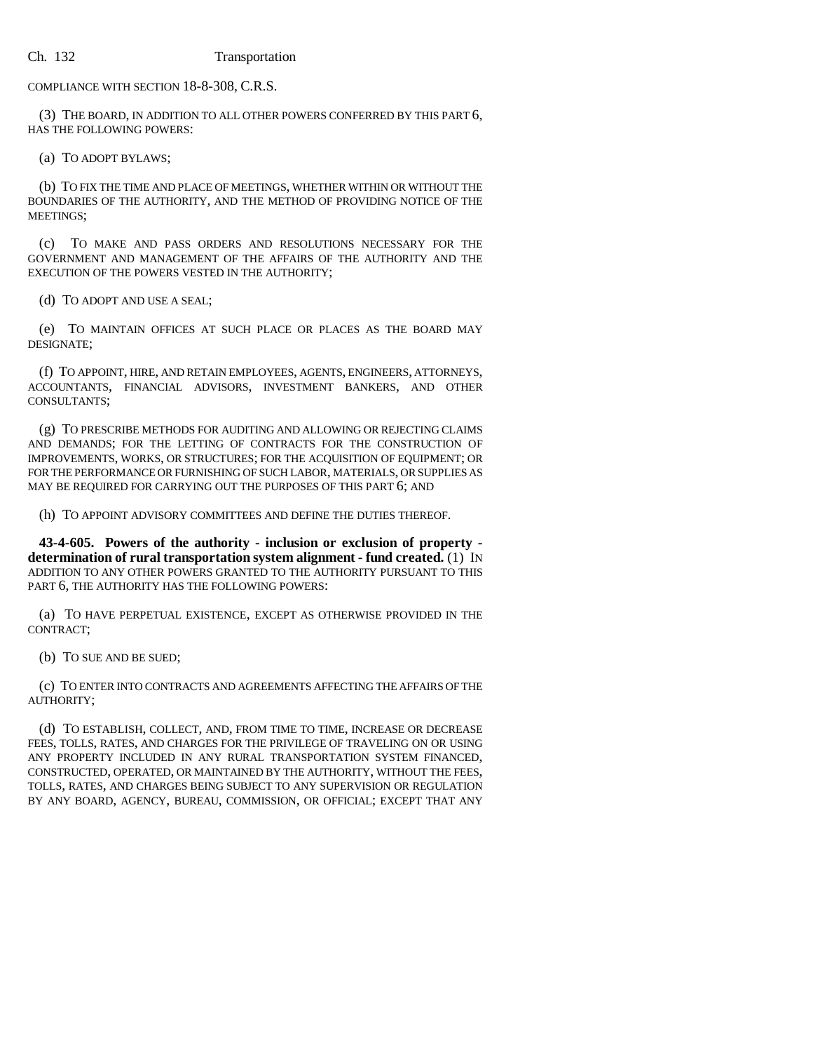COMPLIANCE WITH SECTION 18-8-308, C.R.S.

(3) THE BOARD, IN ADDITION TO ALL OTHER POWERS CONFERRED BY THIS PART 6, HAS THE FOLLOWING POWERS:

(a) TO ADOPT BYLAWS;

(b) TO FIX THE TIME AND PLACE OF MEETINGS, WHETHER WITHIN OR WITHOUT THE BOUNDARIES OF THE AUTHORITY, AND THE METHOD OF PROVIDING NOTICE OF THE MEETINGS;

(c) TO MAKE AND PASS ORDERS AND RESOLUTIONS NECESSARY FOR THE GOVERNMENT AND MANAGEMENT OF THE AFFAIRS OF THE AUTHORITY AND THE EXECUTION OF THE POWERS VESTED IN THE AUTHORITY;

(d) TO ADOPT AND USE A SEAL;

(e) TO MAINTAIN OFFICES AT SUCH PLACE OR PLACES AS THE BOARD MAY DESIGNATE;

(f) TO APPOINT, HIRE, AND RETAIN EMPLOYEES, AGENTS, ENGINEERS, ATTORNEYS, ACCOUNTANTS, FINANCIAL ADVISORS, INVESTMENT BANKERS, AND OTHER CONSULTANTS;

(g) TO PRESCRIBE METHODS FOR AUDITING AND ALLOWING OR REJECTING CLAIMS AND DEMANDS; FOR THE LETTING OF CONTRACTS FOR THE CONSTRUCTION OF IMPROVEMENTS, WORKS, OR STRUCTURES; FOR THE ACQUISITION OF EQUIPMENT; OR FOR THE PERFORMANCE OR FURNISHING OF SUCH LABOR, MATERIALS, OR SUPPLIES AS MAY BE REQUIRED FOR CARRYING OUT THE PURPOSES OF THIS PART 6; AND

(h) TO APPOINT ADVISORY COMMITTEES AND DEFINE THE DUTIES THEREOF.

**43-4-605. Powers of the authority - inclusion or exclusion of property - determination of rural transportation system alignment - fund created.** (1) IN ADDITION TO ANY OTHER POWERS GRANTED TO THE AUTHORITY PURSUANT TO THIS PART 6, THE AUTHORITY HAS THE FOLLOWING POWERS:

(a) TO HAVE PERPETUAL EXISTENCE, EXCEPT AS OTHERWISE PROVIDED IN THE CONTRACT;

(b) TO SUE AND BE SUED;

(c) TO ENTER INTO CONTRACTS AND AGREEMENTS AFFECTING THE AFFAIRS OF THE AUTHORITY;

(d) TO ESTABLISH, COLLECT, AND, FROM TIME TO TIME, INCREASE OR DECREASE FEES, TOLLS, RATES, AND CHARGES FOR THE PRIVILEGE OF TRAVELING ON OR USING ANY PROPERTY INCLUDED IN ANY RURAL TRANSPORTATION SYSTEM FINANCED, CONSTRUCTED, OPERATED, OR MAINTAINED BY THE AUTHORITY, WITHOUT THE FEES, TOLLS, RATES, AND CHARGES BEING SUBJECT TO ANY SUPERVISION OR REGULATION BY ANY BOARD, AGENCY, BUREAU, COMMISSION, OR OFFICIAL; EXCEPT THAT ANY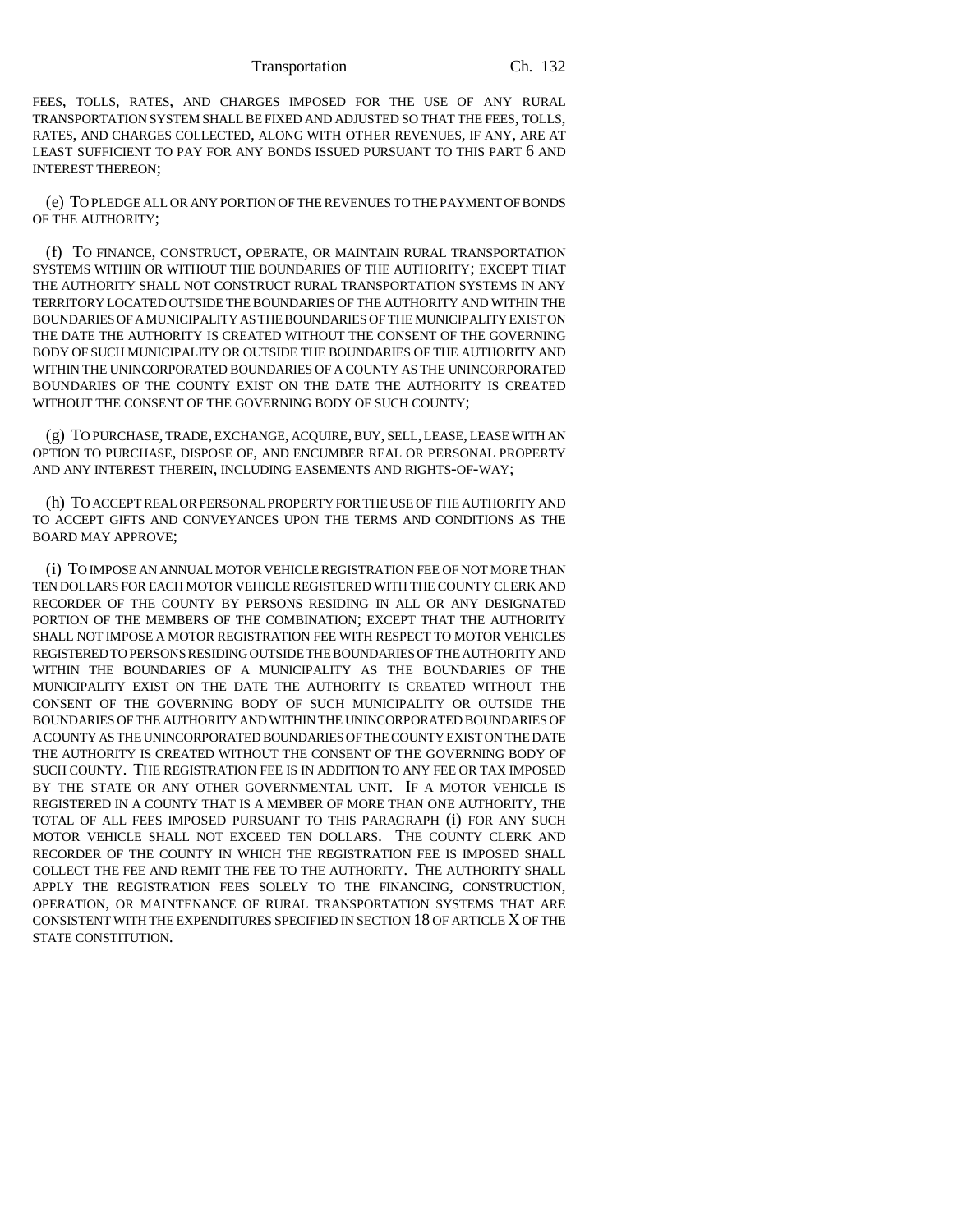FEES, TOLLS, RATES, AND CHARGES IMPOSED FOR THE USE OF ANY RURAL TRANSPORTATION SYSTEM SHALL BE FIXED AND ADJUSTED SO THAT THE FEES, TOLLS, RATES, AND CHARGES COLLECTED, ALONG WITH OTHER REVENUES, IF ANY, ARE AT LEAST SUFFICIENT TO PAY FOR ANY BONDS ISSUED PURSUANT TO THIS PART 6 AND INTEREST THEREON;

(e) TO PLEDGE ALL OR ANY PORTION OF THE REVENUES TO THE PAYMENT OF BONDS OF THE AUTHORITY;

(f) TO FINANCE, CONSTRUCT, OPERATE, OR MAINTAIN RURAL TRANSPORTATION SYSTEMS WITHIN OR WITHOUT THE BOUNDARIES OF THE AUTHORITY; EXCEPT THAT THE AUTHORITY SHALL NOT CONSTRUCT RURAL TRANSPORTATION SYSTEMS IN ANY TERRITORY LOCATED OUTSIDE THE BOUNDARIES OF THE AUTHORITY AND WITHIN THE BOUNDARIES OF A MUNICIPALITY AS THE BOUNDARIES OF THE MUNICIPALITY EXIST ON THE DATE THE AUTHORITY IS CREATED WITHOUT THE CONSENT OF THE GOVERNING BODY OF SUCH MUNICIPALITY OR OUTSIDE THE BOUNDARIES OF THE AUTHORITY AND WITHIN THE UNINCORPORATED BOUNDARIES OF A COUNTY AS THE UNINCORPORATED BOUNDARIES OF THE COUNTY EXIST ON THE DATE THE AUTHORITY IS CREATED WITHOUT THE CONSENT OF THE GOVERNING BODY OF SUCH COUNTY;

(g) TO PURCHASE, TRADE, EXCHANGE, ACQUIRE, BUY, SELL, LEASE, LEASE WITH AN OPTION TO PURCHASE, DISPOSE OF, AND ENCUMBER REAL OR PERSONAL PROPERTY AND ANY INTEREST THEREIN, INCLUDING EASEMENTS AND RIGHTS-OF-WAY;

(h) TO ACCEPT REAL OR PERSONAL PROPERTY FOR THE USE OF THE AUTHORITY AND TO ACCEPT GIFTS AND CONVEYANCES UPON THE TERMS AND CONDITIONS AS THE BOARD MAY APPROVE;

(i) TO IMPOSE AN ANNUAL MOTOR VEHICLE REGISTRATION FEE OF NOT MORE THAN TEN DOLLARS FOR EACH MOTOR VEHICLE REGISTERED WITH THE COUNTY CLERK AND RECORDER OF THE COUNTY BY PERSONS RESIDING IN ALL OR ANY DESIGNATED PORTION OF THE MEMBERS OF THE COMBINATION; EXCEPT THAT THE AUTHORITY SHALL NOT IMPOSE A MOTOR REGISTRATION FEE WITH RESPECT TO MOTOR VEHICLES REGISTERED TO PERSONS RESIDING OUTSIDE THE BOUNDARIES OF THE AUTHORITY AND WITHIN THE BOUNDARIES OF A MUNICIPALITY AS THE BOUNDARIES OF THE MUNICIPALITY EXIST ON THE DATE THE AUTHORITY IS CREATED WITHOUT THE CONSENT OF THE GOVERNING BODY OF SUCH MUNICIPALITY OR OUTSIDE THE BOUNDARIES OF THE AUTHORITY AND WITHIN THE UNINCORPORATED BOUNDARIES OF A COUNTY AS THE UNINCORPORATED BOUNDARIES OF THE COUNTY EXIST ON THE DATE THE AUTHORITY IS CREATED WITHOUT THE CONSENT OF THE GOVERNING BODY OF SUCH COUNTY. THE REGISTRATION FEE IS IN ADDITION TO ANY FEE OR TAX IMPOSED BY THE STATE OR ANY OTHER GOVERNMENTAL UNIT. IF A MOTOR VEHICLE IS REGISTERED IN A COUNTY THAT IS A MEMBER OF MORE THAN ONE AUTHORITY, THE TOTAL OF ALL FEES IMPOSED PURSUANT TO THIS PARAGRAPH (i) FOR ANY SUCH MOTOR VEHICLE SHALL NOT EXCEED TEN DOLLARS. THE COUNTY CLERK AND RECORDER OF THE COUNTY IN WHICH THE REGISTRATION FEE IS IMPOSED SHALL COLLECT THE FEE AND REMIT THE FEE TO THE AUTHORITY. THE AUTHORITY SHALL APPLY THE REGISTRATION FEES SOLELY TO THE FINANCING, CONSTRUCTION, OPERATION, OR MAINTENANCE OF RURAL TRANSPORTATION SYSTEMS THAT ARE CONSISTENT WITH THE EXPENDITURES SPECIFIED IN SECTION 18 OF ARTICLE X OF THE STATE CONSTITUTION.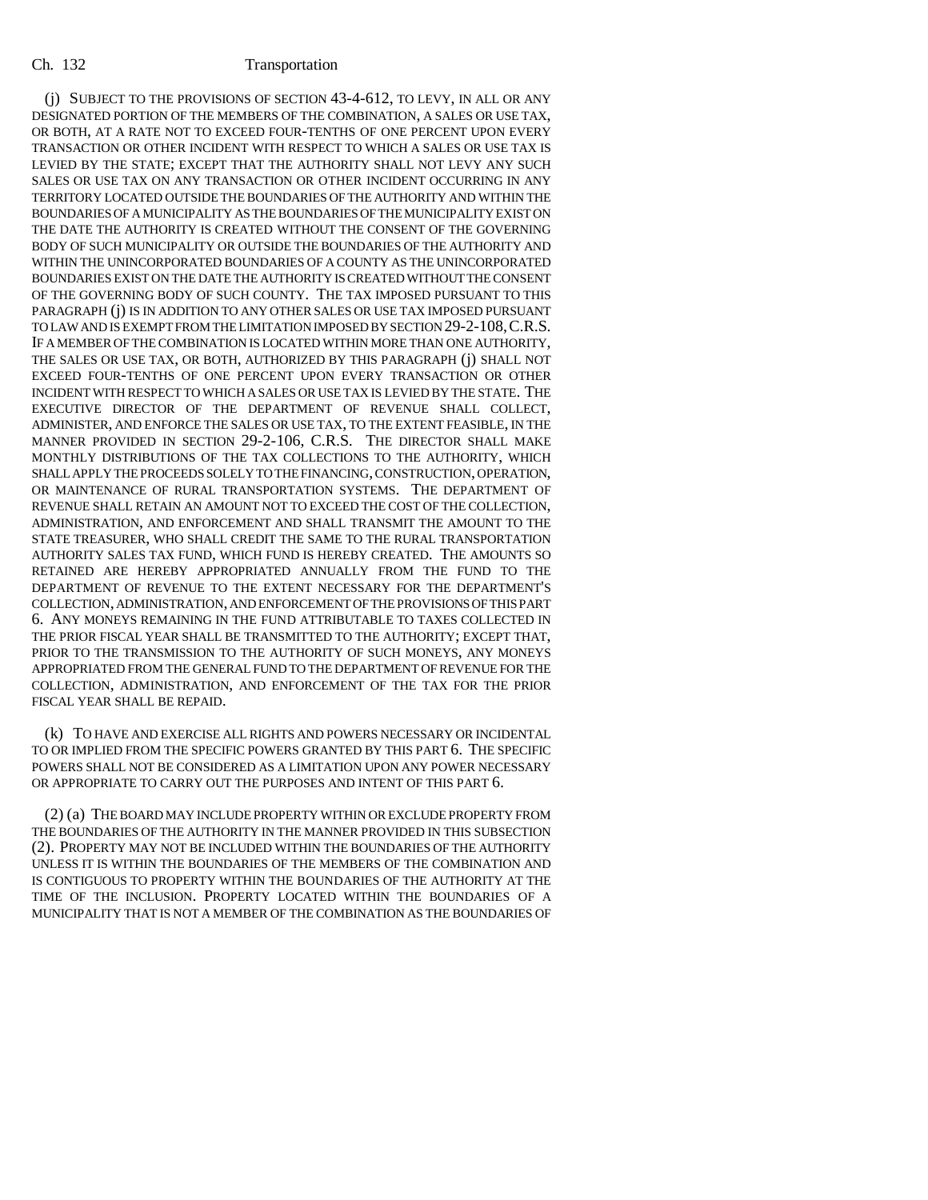(j) SUBJECT TO THE PROVISIONS OF SECTION 43-4-612, TO LEVY, IN ALL OR ANY DESIGNATED PORTION OF THE MEMBERS OF THE COMBINATION, A SALES OR USE TAX, OR BOTH, AT A RATE NOT TO EXCEED FOUR-TENTHS OF ONE PERCENT UPON EVERY TRANSACTION OR OTHER INCIDENT WITH RESPECT TO WHICH A SALES OR USE TAX IS LEVIED BY THE STATE; EXCEPT THAT THE AUTHORITY SHALL NOT LEVY ANY SUCH SALES OR USE TAX ON ANY TRANSACTION OR OTHER INCIDENT OCCURRING IN ANY TERRITORY LOCATED OUTSIDE THE BOUNDARIES OF THE AUTHORITY AND WITHIN THE BOUNDARIES OF A MUNICIPALITY AS THE BOUNDARIES OF THE MUNICIPALITY EXIST ON THE DATE THE AUTHORITY IS CREATED WITHOUT THE CONSENT OF THE GOVERNING BODY OF SUCH MUNICIPALITY OR OUTSIDE THE BOUNDARIES OF THE AUTHORITY AND WITHIN THE UNINCORPORATED BOUNDARIES OF A COUNTY AS THE UNINCORPORATED BOUNDARIES EXIST ON THE DATE THE AUTHORITY IS CREATED WITHOUT THE CONSENT OF THE GOVERNING BODY OF SUCH COUNTY. THE TAX IMPOSED PURSUANT TO THIS PARAGRAPH (j) IS IN ADDITION TO ANY OTHER SALES OR USE TAX IMPOSED PURSUANT TO LAW AND IS EXEMPT FROM THE LIMITATION IMPOSED BY SECTION 29-2-108, C.R.S. IF A MEMBER OF THE COMBINATION IS LOCATED WITHIN MORE THAN ONE AUTHORITY, THE SALES OR USE TAX, OR BOTH, AUTHORIZED BY THIS PARAGRAPH (j) SHALL NOT EXCEED FOUR-TENTHS OF ONE PERCENT UPON EVERY TRANSACTION OR OTHER INCIDENT WITH RESPECT TO WHICH A SALES OR USE TAX IS LEVIED BY THE STATE. THE EXECUTIVE DIRECTOR OF THE DEPARTMENT OF REVENUE SHALL COLLECT, ADMINISTER, AND ENFORCE THE SALES OR USE TAX, TO THE EXTENT FEASIBLE, IN THE MANNER PROVIDED IN SECTION 29-2-106, C.R.S. THE DIRECTOR SHALL MAKE MONTHLY DISTRIBUTIONS OF THE TAX COLLECTIONS TO THE AUTHORITY, WHICH SHALL APPLY THE PROCEEDS SOLELY TO THE FINANCING, CONSTRUCTION, OPERATION, OR MAINTENANCE OF RURAL TRANSPORTATION SYSTEMS. THE DEPARTMENT OF REVENUE SHALL RETAIN AN AMOUNT NOT TO EXCEED THE COST OF THE COLLECTION, ADMINISTRATION, AND ENFORCEMENT AND SHALL TRANSMIT THE AMOUNT TO THE STATE TREASURER, WHO SHALL CREDIT THE SAME TO THE RURAL TRANSPORTATION AUTHORITY SALES TAX FUND, WHICH FUND IS HEREBY CREATED. THE AMOUNTS SO RETAINED ARE HEREBY APPROPRIATED ANNUALLY FROM THE FUND TO THE DEPARTMENT OF REVENUE TO THE EXTENT NECESSARY FOR THE DEPARTMENT'S COLLECTION, ADMINISTRATION, AND ENFORCEMENT OF THE PROVISIONS OF THIS PART 6. ANY MONEYS REMAINING IN THE FUND ATTRIBUTABLE TO TAXES COLLECTED IN THE PRIOR FISCAL YEAR SHALL BE TRANSMITTED TO THE AUTHORITY; EXCEPT THAT, PRIOR TO THE TRANSMISSION TO THE AUTHORITY OF SUCH MONEYS, ANY MONEYS APPROPRIATED FROM THE GENERAL FUND TO THE DEPARTMENT OF REVENUE FOR THE COLLECTION, ADMINISTRATION, AND ENFORCEMENT OF THE TAX FOR THE PRIOR FISCAL YEAR SHALL BE REPAID.

(k) TO HAVE AND EXERCISE ALL RIGHTS AND POWERS NECESSARY OR INCIDENTAL TO OR IMPLIED FROM THE SPECIFIC POWERS GRANTED BY THIS PART 6. THE SPECIFIC POWERS SHALL NOT BE CONSIDERED AS A LIMITATION UPON ANY POWER NECESSARY OR APPROPRIATE TO CARRY OUT THE PURPOSES AND INTENT OF THIS PART 6.

(2) (a) THE BOARD MAY INCLUDE PROPERTY WITHIN OR EXCLUDE PROPERTY FROM THE BOUNDARIES OF THE AUTHORITY IN THE MANNER PROVIDED IN THIS SUBSECTION (2). PROPERTY MAY NOT BE INCLUDED WITHIN THE BOUNDARIES OF THE AUTHORITY UNLESS IT IS WITHIN THE BOUNDARIES OF THE MEMBERS OF THE COMBINATION AND IS CONTIGUOUS TO PROPERTY WITHIN THE BOUNDARIES OF THE AUTHORITY AT THE TIME OF THE INCLUSION. PROPERTY LOCATED WITHIN THE BOUNDARIES OF A MUNICIPALITY THAT IS NOT A MEMBER OF THE COMBINATION AS THE BOUNDARIES OF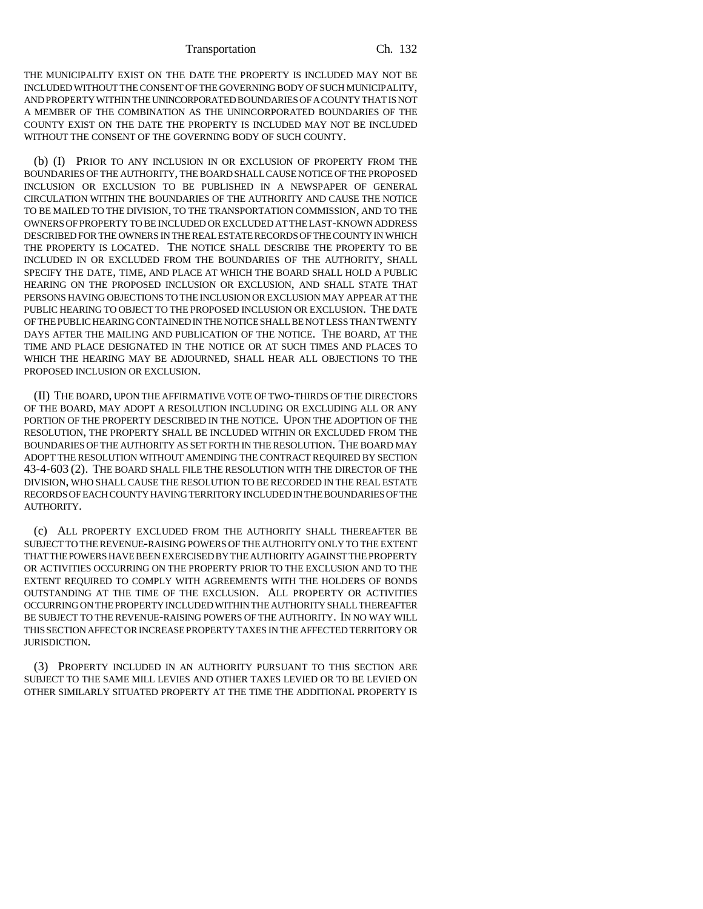THE MUNICIPALITY EXIST ON THE DATE THE PROPERTY IS INCLUDED MAY NOT BE INCLUDED WITHOUT THE CONSENT OF THE GOVERNING BODY OF SUCH MUNICIPALITY, AND PROPERTY WITHIN THE UNINCORPORATED BOUNDARIES OF A COUNTY THAT IS NOT A MEMBER OF THE COMBINATION AS THE UNINCORPORATED BOUNDARIES OF THE COUNTY EXIST ON THE DATE THE PROPERTY IS INCLUDED MAY NOT BE INCLUDED WITHOUT THE CONSENT OF THE GOVERNING BODY OF SUCH COUNTY.

(b) (I) PRIOR TO ANY INCLUSION IN OR EXCLUSION OF PROPERTY FROM THE BOUNDARIES OF THE AUTHORITY, THE BOARD SHALL CAUSE NOTICE OF THE PROPOSED INCLUSION OR EXCLUSION TO BE PUBLISHED IN A NEWSPAPER OF GENERAL CIRCULATION WITHIN THE BOUNDARIES OF THE AUTHORITY AND CAUSE THE NOTICE TO BE MAILED TO THE DIVISION, TO THE TRANSPORTATION COMMISSION, AND TO THE OWNERS OF PROPERTY TO BE INCLUDED OR EXCLUDED AT THE LAST-KNOWN ADDRESS DESCRIBED FOR THE OWNERS IN THE REAL ESTATE RECORDS OF THE COUNTY IN WHICH THE PROPERTY IS LOCATED. THE NOTICE SHALL DESCRIBE THE PROPERTY TO BE INCLUDED IN OR EXCLUDED FROM THE BOUNDARIES OF THE AUTHORITY, SHALL SPECIFY THE DATE, TIME, AND PLACE AT WHICH THE BOARD SHALL HOLD A PUBLIC HEARING ON THE PROPOSED INCLUSION OR EXCLUSION, AND SHALL STATE THAT PERSONS HAVING OBJECTIONS TO THE INCLUSION OR EXCLUSION MAY APPEAR AT THE PUBLIC HEARING TO OBJECT TO THE PROPOSED INCLUSION OR EXCLUSION. THE DATE OF THE PUBLIC HEARING CONTAINED IN THE NOTICE SHALL BE NOT LESS THAN TWENTY DAYS AFTER THE MAILING AND PUBLICATION OF THE NOTICE. THE BOARD, AT THE TIME AND PLACE DESIGNATED IN THE NOTICE OR AT SUCH TIMES AND PLACES TO WHICH THE HEARING MAY BE ADJOURNED, SHALL HEAR ALL OBJECTIONS TO THE PROPOSED INCLUSION OR EXCLUSION.

(II) THE BOARD, UPON THE AFFIRMATIVE VOTE OF TWO-THIRDS OF THE DIRECTORS OF THE BOARD, MAY ADOPT A RESOLUTION INCLUDING OR EXCLUDING ALL OR ANY PORTION OF THE PROPERTY DESCRIBED IN THE NOTICE. UPON THE ADOPTION OF THE RESOLUTION, THE PROPERTY SHALL BE INCLUDED WITHIN OR EXCLUDED FROM THE BOUNDARIES OF THE AUTHORITY AS SET FORTH IN THE RESOLUTION. THE BOARD MAY ADOPT THE RESOLUTION WITHOUT AMENDING THE CONTRACT REQUIRED BY SECTION 43-4-603 (2). THE BOARD SHALL FILE THE RESOLUTION WITH THE DIRECTOR OF THE DIVISION, WHO SHALL CAUSE THE RESOLUTION TO BE RECORDED IN THE REAL ESTATE RECORDS OF EACH COUNTY HAVING TERRITORY INCLUDED IN THE BOUNDARIES OF THE AUTHORITY.

(c) ALL PROPERTY EXCLUDED FROM THE AUTHORITY SHALL THEREAFTER BE SUBJECT TO THE REVENUE-RAISING POWERS OF THE AUTHORITY ONLY TO THE EXTENT THAT THE POWERS HAVE BEEN EXERCISED BY THE AUTHORITY AGAINST THE PROPERTY OR ACTIVITIES OCCURRING ON THE PROPERTY PRIOR TO THE EXCLUSION AND TO THE EXTENT REQUIRED TO COMPLY WITH AGREEMENTS WITH THE HOLDERS OF BONDS OUTSTANDING AT THE TIME OF THE EXCLUSION. ALL PROPERTY OR ACTIVITIES OCCURRING ON THE PROPERTY INCLUDED WITHIN THE AUTHORITY SHALL THEREAFTER BE SUBJECT TO THE REVENUE-RAISING POWERS OF THE AUTHORITY. IN NO WAY WILL THIS SECTION AFFECT OR INCREASE PROPERTY TAXES IN THE AFFECTED TERRITORY OR JURISDICTION.

(3) PROPERTY INCLUDED IN AN AUTHORITY PURSUANT TO THIS SECTION ARE SUBJECT TO THE SAME MILL LEVIES AND OTHER TAXES LEVIED OR TO BE LEVIED ON OTHER SIMILARLY SITUATED PROPERTY AT THE TIME THE ADDITIONAL PROPERTY IS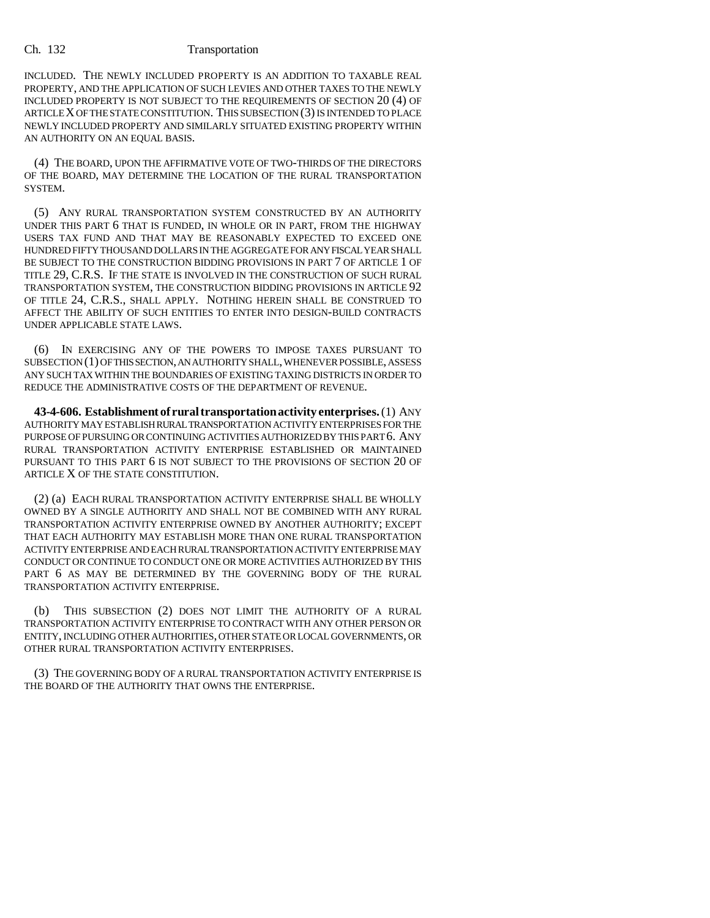INCLUDED. THE NEWLY INCLUDED PROPERTY IS AN ADDITION TO TAXABLE REAL PROPERTY, AND THE APPLICATION OF SUCH LEVIES AND OTHER TAXES TO THE NEWLY INCLUDED PROPERTY IS NOT SUBJECT TO THE REQUIREMENTS OF SECTION 20 (4) OF ARTICLE X OF THE STATE CONSTITUTION. THIS SUBSECTION (3) IS INTENDED TO PLACE NEWLY INCLUDED PROPERTY AND SIMILARLY SITUATED EXISTING PROPERTY WITHIN AN AUTHORITY ON AN EQUAL BASIS.

(4) THE BOARD, UPON THE AFFIRMATIVE VOTE OF TWO-THIRDS OF THE DIRECTORS OF THE BOARD, MAY DETERMINE THE LOCATION OF THE RURAL TRANSPORTATION SYSTEM.

(5) ANY RURAL TRANSPORTATION SYSTEM CONSTRUCTED BY AN AUTHORITY UNDER THIS PART 6 THAT IS FUNDED, IN WHOLE OR IN PART, FROM THE HIGHWAY USERS TAX FUND AND THAT MAY BE REASONABLY EXPECTED TO EXCEED ONE HUNDRED FIFTY THOUSAND DOLLARS IN THE AGGREGATE FOR ANY FISCAL YEAR SHALL BE SUBJECT TO THE CONSTRUCTION BIDDING PROVISIONS IN PART 7 OF ARTICLE 1 OF TITLE 29, C.R.S. IF THE STATE IS INVOLVED IN THE CONSTRUCTION OF SUCH RURAL TRANSPORTATION SYSTEM, THE CONSTRUCTION BIDDING PROVISIONS IN ARTICLE 92 OF TITLE 24, C.R.S., SHALL APPLY. NOTHING HEREIN SHALL BE CONSTRUED TO AFFECT THE ABILITY OF SUCH ENTITIES TO ENTER INTO DESIGN-BUILD CONTRACTS UNDER APPLICABLE STATE LAWS.

(6) IN EXERCISING ANY OF THE POWERS TO IMPOSE TAXES PURSUANT TO SUBSECTION (1) OF THIS SECTION, AN AUTHORITY SHALL, WHENEVER POSSIBLE, ASSESS ANY SUCH TAX WITHIN THE BOUNDARIES OF EXISTING TAXING DISTRICTS IN ORDER TO REDUCE THE ADMINISTRATIVE COSTS OF THE DEPARTMENT OF REVENUE.

**43-4-606. Establishment of rural transportation activity enterprises.** (1) ANY AUTHORITY MAY ESTABLISH RURAL TRANSPORTATION ACTIVITY ENTERPRISES FOR THE PURPOSE OF PURSUING OR CONTINUING ACTIVITIES AUTHORIZED BY THIS PART 6. ANY RURAL TRANSPORTATION ACTIVITY ENTERPRISE ESTABLISHED OR MAINTAINED PURSUANT TO THIS PART 6 IS NOT SUBJECT TO THE PROVISIONS OF SECTION 20 OF ARTICLE X OF THE STATE CONSTITUTION.

(2) (a) EACH RURAL TRANSPORTATION ACTIVITY ENTERPRISE SHALL BE WHOLLY OWNED BY A SINGLE AUTHORITY AND SHALL NOT BE COMBINED WITH ANY RURAL TRANSPORTATION ACTIVITY ENTERPRISE OWNED BY ANOTHER AUTHORITY; EXCEPT THAT EACH AUTHORITY MAY ESTABLISH MORE THAN ONE RURAL TRANSPORTATION ACTIVITY ENTERPRISE AND EACH RURAL TRANSPORTATION ACTIVITY ENTERPRISE MAY CONDUCT OR CONTINUE TO CONDUCT ONE OR MORE ACTIVITIES AUTHORIZED BY THIS PART 6 AS MAY BE DETERMINED BY THE GOVERNING BODY OF THE RURAL TRANSPORTATION ACTIVITY ENTERPRISE.

(b) THIS SUBSECTION (2) DOES NOT LIMIT THE AUTHORITY OF A RURAL TRANSPORTATION ACTIVITY ENTERPRISE TO CONTRACT WITH ANY OTHER PERSON OR ENTITY, INCLUDING OTHER AUTHORITIES, OTHER STATE OR LOCAL GOVERNMENTS, OR OTHER RURAL TRANSPORTATION ACTIVITY ENTERPRISES.

(3) THE GOVERNING BODY OF A RURAL TRANSPORTATION ACTIVITY ENTERPRISE IS THE BOARD OF THE AUTHORITY THAT OWNS THE ENTERPRISE.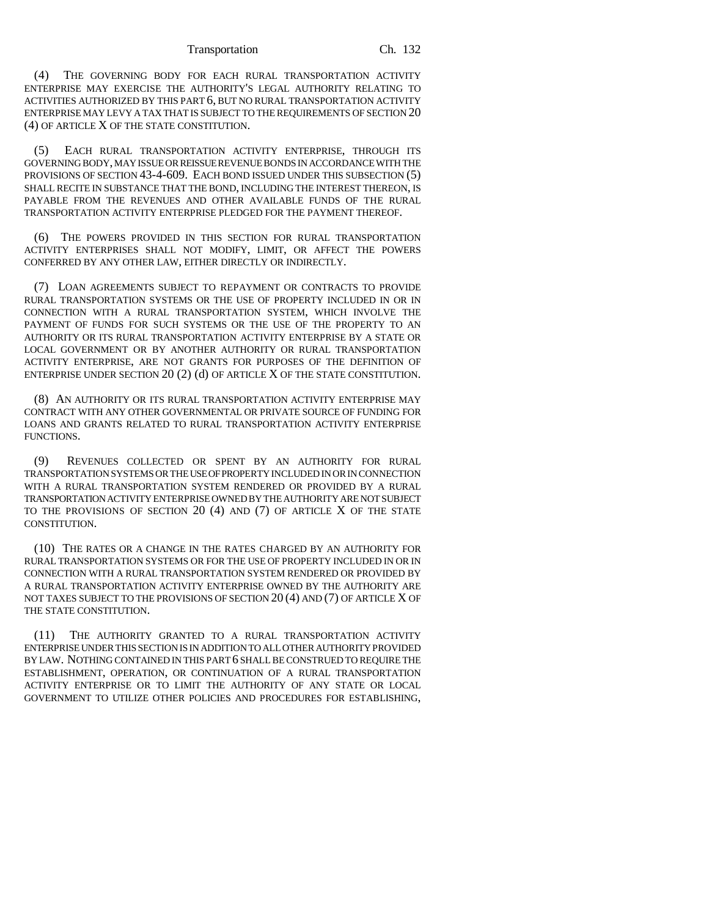(4) THE GOVERNING BODY FOR EACH RURAL TRANSPORTATION ACTIVITY ENTERPRISE MAY EXERCISE THE AUTHORITY'S LEGAL AUTHORITY RELATING TO ACTIVITIES AUTHORIZED BY THIS PART 6, BUT NO RURAL TRANSPORTATION ACTIVITY ENTERPRISE MAY LEVY A TAX THAT IS SUBJECT TO THE REQUIREMENTS OF SECTION 20 (4) OF ARTICLE X OF THE STATE CONSTITUTION.

(5) EACH RURAL TRANSPORTATION ACTIVITY ENTERPRISE, THROUGH ITS GOVERNING BODY, MAY ISSUE OR REISSUE REVENUE BONDS IN ACCORDANCE WITH THE PROVISIONS OF SECTION 43-4-609. EACH BOND ISSUED UNDER THIS SUBSECTION (5) SHALL RECITE IN SUBSTANCE THAT THE BOND, INCLUDING THE INTEREST THEREON, IS PAYABLE FROM THE REVENUES AND OTHER AVAILABLE FUNDS OF THE RURAL TRANSPORTATION ACTIVITY ENTERPRISE PLEDGED FOR THE PAYMENT THEREOF.

(6) THE POWERS PROVIDED IN THIS SECTION FOR RURAL TRANSPORTATION ACTIVITY ENTERPRISES SHALL NOT MODIFY, LIMIT, OR AFFECT THE POWERS CONFERRED BY ANY OTHER LAW, EITHER DIRECTLY OR INDIRECTLY.

(7) LOAN AGREEMENTS SUBJECT TO REPAYMENT OR CONTRACTS TO PROVIDE RURAL TRANSPORTATION SYSTEMS OR THE USE OF PROPERTY INCLUDED IN OR IN CONNECTION WITH A RURAL TRANSPORTATION SYSTEM, WHICH INVOLVE THE PAYMENT OF FUNDS FOR SUCH SYSTEMS OR THE USE OF THE PROPERTY TO AN AUTHORITY OR ITS RURAL TRANSPORTATION ACTIVITY ENTERPRISE BY A STATE OR LOCAL GOVERNMENT OR BY ANOTHER AUTHORITY OR RURAL TRANSPORTATION ACTIVITY ENTERPRISE, ARE NOT GRANTS FOR PURPOSES OF THE DEFINITION OF ENTERPRISE UNDER SECTION 20 (2) (d) OF ARTICLE X OF THE STATE CONSTITUTION.

(8) AN AUTHORITY OR ITS RURAL TRANSPORTATION ACTIVITY ENTERPRISE MAY CONTRACT WITH ANY OTHER GOVERNMENTAL OR PRIVATE SOURCE OF FUNDING FOR LOANS AND GRANTS RELATED TO RURAL TRANSPORTATION ACTIVITY ENTERPRISE FUNCTIONS.

(9) REVENUES COLLECTED OR SPENT BY AN AUTHORITY FOR RURAL TRANSPORTATION SYSTEMS OR THE USE OF PROPERTY INCLUDED IN OR IN CONNECTION WITH A RURAL TRANSPORTATION SYSTEM RENDERED OR PROVIDED BY A RURAL TRANSPORTATION ACTIVITY ENTERPRISE OWNED BY THE AUTHORITY ARE NOT SUBJECT TO THE PROVISIONS OF SECTION 20 (4) AND (7) OF ARTICLE X OF THE STATE CONSTITUTION.

(10) THE RATES OR A CHANGE IN THE RATES CHARGED BY AN AUTHORITY FOR RURAL TRANSPORTATION SYSTEMS OR FOR THE USE OF PROPERTY INCLUDED IN OR IN CONNECTION WITH A RURAL TRANSPORTATION SYSTEM RENDERED OR PROVIDED BY A RURAL TRANSPORTATION ACTIVITY ENTERPRISE OWNED BY THE AUTHORITY ARE NOT TAXES SUBJECT TO THE PROVISIONS OF SECTION 20 (4) AND (7) OF ARTICLE X OF THE STATE CONSTITUTION.

(11) THE AUTHORITY GRANTED TO A RURAL TRANSPORTATION ACTIVITY ENTERPRISE UNDER THIS SECTION IS IN ADDITION TO ALL OTHER AUTHORITY PROVIDED BY LAW. NOTHING CONTAINED IN THIS PART 6 SHALL BE CONSTRUED TO REQUIRE THE ESTABLISHMENT, OPERATION, OR CONTINUATION OF A RURAL TRANSPORTATION ACTIVITY ENTERPRISE OR TO LIMIT THE AUTHORITY OF ANY STATE OR LOCAL GOVERNMENT TO UTILIZE OTHER POLICIES AND PROCEDURES FOR ESTABLISHING,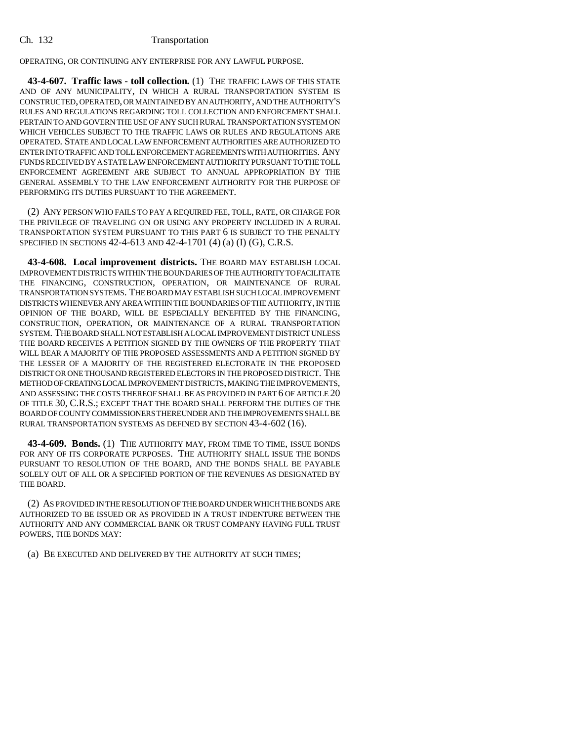OPERATING, OR CONTINUING ANY ENTERPRISE FOR ANY LAWFUL PURPOSE.

**43-4-607. Traffic laws - toll collection.** (1) THE TRAFFIC LAWS OF THIS STATE AND OF ANY MUNICIPALITY, IN WHICH A RURAL TRANSPORTATION SYSTEM IS CONSTRUCTED, OPERATED, OR MAINTAINED BY AN AUTHORITY, AND THE AUTHORITY'S RULES AND REGULATIONS REGARDING TOLL COLLECTION AND ENFORCEMENT SHALL PERTAIN TO AND GOVERN THE USE OF ANY SUCH RURAL TRANSPORTATION SYSTEM ON WHICH VEHICLES SUBJECT TO THE TRAFFIC LAWS OR RULES AND REGULATIONS ARE OPERATED. STATE AND LOCAL LAW ENFORCEMENT AUTHORITIES ARE AUTHORIZED TO ENTER INTO TRAFFIC AND TOLL ENFORCEMENT AGREEMENTS WITH AUTHORITIES. ANY FUNDS RECEIVED BY A STATE LAW ENFORCEMENT AUTHORITY PURSUANT TO THE TOLL ENFORCEMENT AGREEMENT ARE SUBJECT TO ANNUAL APPROPRIATION BY THE GENERAL ASSEMBLY TO THE LAW ENFORCEMENT AUTHORITY FOR THE PURPOSE OF PERFORMING ITS DUTIES PURSUANT TO THE AGREEMENT.

(2) ANY PERSON WHO FAILS TO PAY A REQUIRED FEE, TOLL, RATE, OR CHARGE FOR THE PRIVILEGE OF TRAVELING ON OR USING ANY PROPERTY INCLUDED IN A RURAL TRANSPORTATION SYSTEM PURSUANT TO THIS PART 6 IS SUBJECT TO THE PENALTY SPECIFIED IN SECTIONS 42-4-613 AND 42-4-1701 (4) (a) (I) (G), C.R.S.

**43-4-608. Local improvement districts.** THE BOARD MAY ESTABLISH LOCAL IMPROVEMENT DISTRICTS WITHIN THE BOUNDARIES OF THE AUTHORITY TO FACILITATE THE FINANCING, CONSTRUCTION, OPERATION, OR MAINTENANCE OF RURAL TRANSPORTATION SYSTEMS. THE BOARD MAY ESTABLISH SUCH LOCAL IMPROVEMENT DISTRICTS WHENEVER ANY AREA WITHIN THE BOUNDARIES OF THE AUTHORITY, IN THE OPINION OF THE BOARD, WILL BE ESPECIALLY BENEFITED BY THE FINANCING, CONSTRUCTION, OPERATION, OR MAINTENANCE OF A RURAL TRANSPORTATION SYSTEM. THE BOARD SHALL NOT ESTABLISH A LOCAL IMPROVEMENT DISTRICT UNLESS THE BOARD RECEIVES A PETITION SIGNED BY THE OWNERS OF THE PROPERTY THAT WILL BEAR A MAJORITY OF THE PROPOSED ASSESSMENTS AND A PETITION SIGNED BY THE LESSER OF A MAJORITY OF THE REGISTERED ELECTORATE IN THE PROPOSED DISTRICT OR ONE THOUSAND REGISTERED ELECTORS IN THE PROPOSED DISTRICT. THE METHOD OF CREATING LOCAL IMPROVEMENT DISTRICTS, MAKING THE IMPROVEMENTS, AND ASSESSING THE COSTS THEREOF SHALL BE AS PROVIDED IN PART 6 OF ARTICLE 20 OF TITLE 30, C.R.S.; EXCEPT THAT THE BOARD SHALL PERFORM THE DUTIES OF THE BOARD OF COUNTY COMMISSIONERS THEREUNDER AND THE IMPROVEMENTS SHALL BE RURAL TRANSPORTATION SYSTEMS AS DEFINED BY SECTION 43-4-602 (16).

**43-4-609. Bonds.** (1) THE AUTHORITY MAY, FROM TIME TO TIME, ISSUE BONDS FOR ANY OF ITS CORPORATE PURPOSES. THE AUTHORITY SHALL ISSUE THE BONDS PURSUANT TO RESOLUTION OF THE BOARD, AND THE BONDS SHALL BE PAYABLE SOLELY OUT OF ALL OR A SPECIFIED PORTION OF THE REVENUES AS DESIGNATED BY THE BOARD.

(2) AS PROVIDED IN THE RESOLUTION OF THE BOARD UNDER WHICH THE BONDS ARE AUTHORIZED TO BE ISSUED OR AS PROVIDED IN A TRUST INDENTURE BETWEEN THE AUTHORITY AND ANY COMMERCIAL BANK OR TRUST COMPANY HAVING FULL TRUST POWERS, THE BONDS MAY:

(a) BE EXECUTED AND DELIVERED BY THE AUTHORITY AT SUCH TIMES;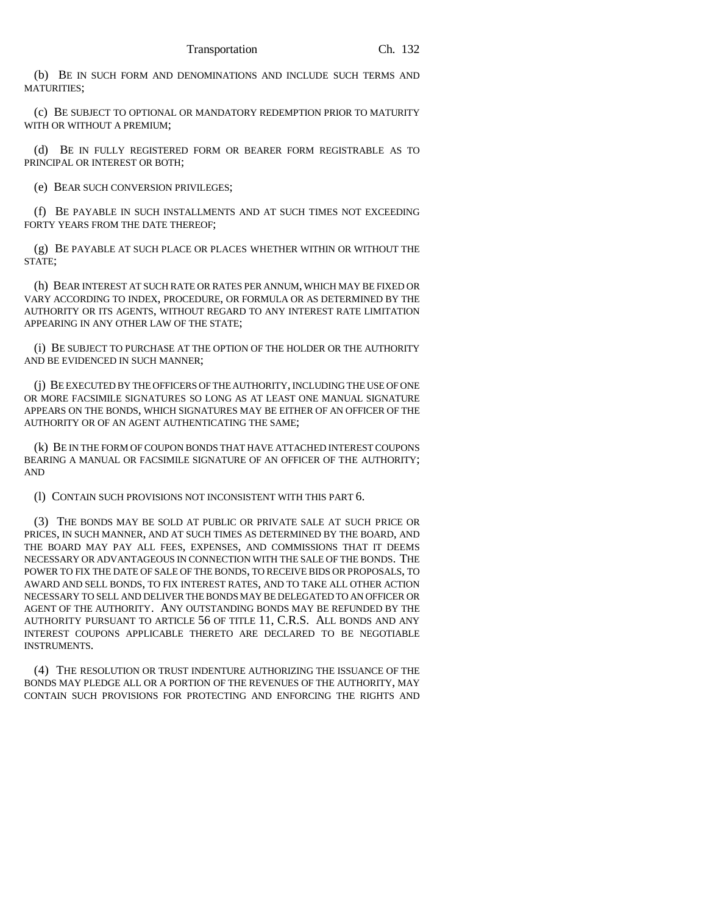(b) BE IN SUCH FORM AND DENOMINATIONS AND INCLUDE SUCH TERMS AND MATURITIES;

(c) BE SUBJECT TO OPTIONAL OR MANDATORY REDEMPTION PRIOR TO MATURITY WITH OR WITHOUT A PREMIUM;

(d) BE IN FULLY REGISTERED FORM OR BEARER FORM REGISTRABLE AS TO PRINCIPAL OR INTEREST OR BOTH;

(e) BEAR SUCH CONVERSION PRIVILEGES;

(f) BE PAYABLE IN SUCH INSTALLMENTS AND AT SUCH TIMES NOT EXCEEDING FORTY YEARS FROM THE DATE THEREOF;

(g) BE PAYABLE AT SUCH PLACE OR PLACES WHETHER WITHIN OR WITHOUT THE STATE;

(h) BEAR INTEREST AT SUCH RATE OR RATES PER ANNUM, WHICH MAY BE FIXED OR VARY ACCORDING TO INDEX, PROCEDURE, OR FORMULA OR AS DETERMINED BY THE AUTHORITY OR ITS AGENTS, WITHOUT REGARD TO ANY INTEREST RATE LIMITATION APPEARING IN ANY OTHER LAW OF THE STATE;

(i) BE SUBJECT TO PURCHASE AT THE OPTION OF THE HOLDER OR THE AUTHORITY AND BE EVIDENCED IN SUCH MANNER;

(j) BE EXECUTED BY THE OFFICERS OF THE AUTHORITY, INCLUDING THE USE OF ONE OR MORE FACSIMILE SIGNATURES SO LONG AS AT LEAST ONE MANUAL SIGNATURE APPEARS ON THE BONDS, WHICH SIGNATURES MAY BE EITHER OF AN OFFICER OF THE AUTHORITY OR OF AN AGENT AUTHENTICATING THE SAME;

(k) BE IN THE FORM OF COUPON BONDS THAT HAVE ATTACHED INTEREST COUPONS BEARING A MANUAL OR FACSIMILE SIGNATURE OF AN OFFICER OF THE AUTHORITY; AND

(l) CONTAIN SUCH PROVISIONS NOT INCONSISTENT WITH THIS PART 6.

(3) THE BONDS MAY BE SOLD AT PUBLIC OR PRIVATE SALE AT SUCH PRICE OR PRICES, IN SUCH MANNER, AND AT SUCH TIMES AS DETERMINED BY THE BOARD, AND THE BOARD MAY PAY ALL FEES, EXPENSES, AND COMMISSIONS THAT IT DEEMS NECESSARY OR ADVANTAGEOUS IN CONNECTION WITH THE SALE OF THE BONDS. THE POWER TO FIX THE DATE OF SALE OF THE BONDS, TO RECEIVE BIDS OR PROPOSALS, TO AWARD AND SELL BONDS, TO FIX INTEREST RATES, AND TO TAKE ALL OTHER ACTION NECESSARY TO SELL AND DELIVER THE BONDS MAY BE DELEGATED TO AN OFFICER OR AGENT OF THE AUTHORITY. ANY OUTSTANDING BONDS MAY BE REFUNDED BY THE AUTHORITY PURSUANT TO ARTICLE 56 OF TITLE 11, C.R.S. ALL BONDS AND ANY INTEREST COUPONS APPLICABLE THERETO ARE DECLARED TO BE NEGOTIABLE INSTRUMENTS.

(4) THE RESOLUTION OR TRUST INDENTURE AUTHORIZING THE ISSUANCE OF THE BONDS MAY PLEDGE ALL OR A PORTION OF THE REVENUES OF THE AUTHORITY, MAY CONTAIN SUCH PROVISIONS FOR PROTECTING AND ENFORCING THE RIGHTS AND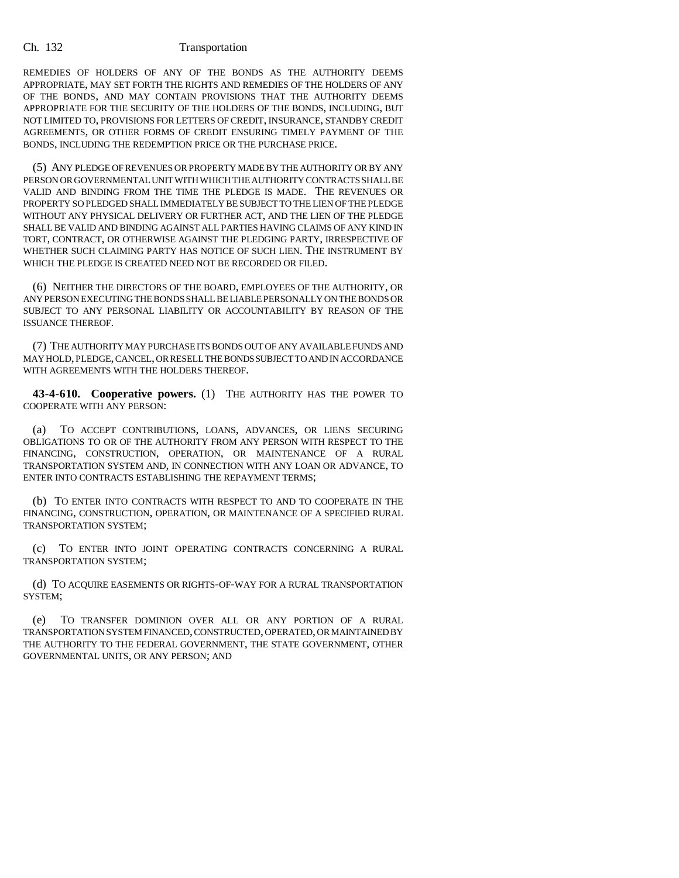REMEDIES OF HOLDERS OF ANY OF THE BONDS AS THE AUTHORITY DEEMS APPROPRIATE, MAY SET FORTH THE RIGHTS AND REMEDIES OF THE HOLDERS OF ANY OF THE BONDS, AND MAY CONTAIN PROVISIONS THAT THE AUTHORITY DEEMS APPROPRIATE FOR THE SECURITY OF THE HOLDERS OF THE BONDS, INCLUDING, BUT NOT LIMITED TO, PROVISIONS FOR LETTERS OF CREDIT, INSURANCE, STANDBY CREDIT AGREEMENTS, OR OTHER FORMS OF CREDIT ENSURING TIMELY PAYMENT OF THE BONDS, INCLUDING THE REDEMPTION PRICE OR THE PURCHASE PRICE.

(5) ANY PLEDGE OF REVENUES OR PROPERTY MADE BY THE AUTHORITY OR BY ANY PERSON OR GOVERNMENTAL UNIT WITH WHICH THE AUTHORITY CONTRACTS SHALL BE VALID AND BINDING FROM THE TIME THE PLEDGE IS MADE. THE REVENUES OR PROPERTY SO PLEDGED SHALL IMMEDIATELY BE SUBJECT TO THE LIEN OF THE PLEDGE WITHOUT ANY PHYSICAL DELIVERY OR FURTHER ACT, AND THE LIEN OF THE PLEDGE SHALL BE VALID AND BINDING AGAINST ALL PARTIES HAVING CLAIMS OF ANY KIND IN TORT, CONTRACT, OR OTHERWISE AGAINST THE PLEDGING PARTY, IRRESPECTIVE OF WHETHER SUCH CLAIMING PARTY HAS NOTICE OF SUCH LIEN. THE INSTRUMENT BY WHICH THE PLEDGE IS CREATED NEED NOT BE RECORDED OR FILED.

(6) NEITHER THE DIRECTORS OF THE BOARD, EMPLOYEES OF THE AUTHORITY, OR ANY PERSON EXECUTING THE BONDS SHALL BE LIABLE PERSONALLY ON THE BONDS OR SUBJECT TO ANY PERSONAL LIABILITY OR ACCOUNTABILITY BY REASON OF THE ISSUANCE THEREOF.

(7) THE AUTHORITY MAY PURCHASE ITS BONDS OUT OF ANY AVAILABLE FUNDS AND MAY HOLD, PLEDGE, CANCEL, OR RESELL THE BONDS SUBJECT TO AND IN ACCORDANCE WITH AGREEMENTS WITH THE HOLDERS THEREOF.

**43-4-610. Cooperative powers.** (1) THE AUTHORITY HAS THE POWER TO COOPERATE WITH ANY PERSON:

(a) TO ACCEPT CONTRIBUTIONS, LOANS, ADVANCES, OR LIENS SECURING OBLIGATIONS TO OR OF THE AUTHORITY FROM ANY PERSON WITH RESPECT TO THE FINANCING, CONSTRUCTION, OPERATION, OR MAINTENANCE OF A RURAL TRANSPORTATION SYSTEM AND, IN CONNECTION WITH ANY LOAN OR ADVANCE, TO ENTER INTO CONTRACTS ESTABLISHING THE REPAYMENT TERMS;

(b) TO ENTER INTO CONTRACTS WITH RESPECT TO AND TO COOPERATE IN THE FINANCING, CONSTRUCTION, OPERATION, OR MAINTENANCE OF A SPECIFIED RURAL TRANSPORTATION SYSTEM;

(c) TO ENTER INTO JOINT OPERATING CONTRACTS CONCERNING A RURAL TRANSPORTATION SYSTEM;

(d) TO ACQUIRE EASEMENTS OR RIGHTS-OF-WAY FOR A RURAL TRANSPORTATION SYSTEM;

(e) TO TRANSFER DOMINION OVER ALL OR ANY PORTION OF A RURAL TRANSPORTATION SYSTEM FINANCED, CONSTRUCTED, OPERATED, OR MAINTAINED BY THE AUTHORITY TO THE FEDERAL GOVERNMENT, THE STATE GOVERNMENT, OTHER GOVERNMENTAL UNITS, OR ANY PERSON; AND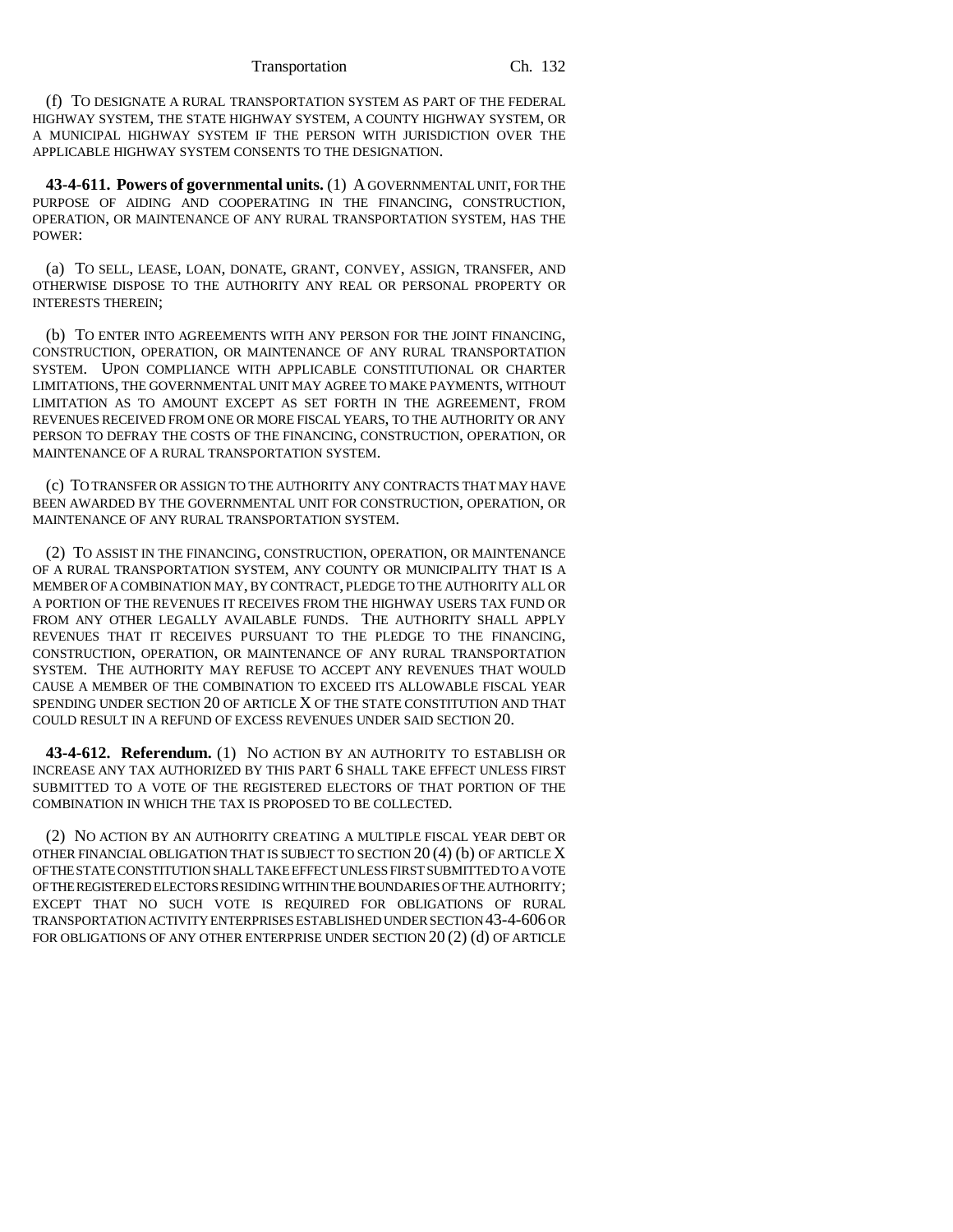(f) TO DESIGNATE A RURAL TRANSPORTATION SYSTEM AS PART OF THE FEDERAL HIGHWAY SYSTEM, THE STATE HIGHWAY SYSTEM, A COUNTY HIGHWAY SYSTEM, OR A MUNICIPAL HIGHWAY SYSTEM IF THE PERSON WITH JURISDICTION OVER THE APPLICABLE HIGHWAY SYSTEM CONSENTS TO THE DESIGNATION.

**43-4-611. Powers of governmental units.** (1) A GOVERNMENTAL UNIT, FOR THE PURPOSE OF AIDING AND COOPERATING IN THE FINANCING, CONSTRUCTION, OPERATION, OR MAINTENANCE OF ANY RURAL TRANSPORTATION SYSTEM, HAS THE POWER:

(a) TO SELL, LEASE, LOAN, DONATE, GRANT, CONVEY, ASSIGN, TRANSFER, AND OTHERWISE DISPOSE TO THE AUTHORITY ANY REAL OR PERSONAL PROPERTY OR INTERESTS THEREIN;

(b) TO ENTER INTO AGREEMENTS WITH ANY PERSON FOR THE JOINT FINANCING, CONSTRUCTION, OPERATION, OR MAINTENANCE OF ANY RURAL TRANSPORTATION SYSTEM. UPON COMPLIANCE WITH APPLICABLE CONSTITUTIONAL OR CHARTER LIMITATIONS, THE GOVERNMENTAL UNIT MAY AGREE TO MAKE PAYMENTS, WITHOUT LIMITATION AS TO AMOUNT EXCEPT AS SET FORTH IN THE AGREEMENT, FROM REVENUES RECEIVED FROM ONE OR MORE FISCAL YEARS, TO THE AUTHORITY OR ANY PERSON TO DEFRAY THE COSTS OF THE FINANCING, CONSTRUCTION, OPERATION, OR MAINTENANCE OF A RURAL TRANSPORTATION SYSTEM.

(c) TO TRANSFER OR ASSIGN TO THE AUTHORITY ANY CONTRACTS THAT MAY HAVE BEEN AWARDED BY THE GOVERNMENTAL UNIT FOR CONSTRUCTION, OPERATION, OR MAINTENANCE OF ANY RURAL TRANSPORTATION SYSTEM.

(2) TO ASSIST IN THE FINANCING, CONSTRUCTION, OPERATION, OR MAINTENANCE OF A RURAL TRANSPORTATION SYSTEM, ANY COUNTY OR MUNICIPALITY THAT IS A MEMBER OF A COMBINATION MAY, BY CONTRACT, PLEDGE TO THE AUTHORITY ALL OR A PORTION OF THE REVENUES IT RECEIVES FROM THE HIGHWAY USERS TAX FUND OR FROM ANY OTHER LEGALLY AVAILABLE FUNDS. THE AUTHORITY SHALL APPLY REVENUES THAT IT RECEIVES PURSUANT TO THE PLEDGE TO THE FINANCING, CONSTRUCTION, OPERATION, OR MAINTENANCE OF ANY RURAL TRANSPORTATION SYSTEM. THE AUTHORITY MAY REFUSE TO ACCEPT ANY REVENUES THAT WOULD CAUSE A MEMBER OF THE COMBINATION TO EXCEED ITS ALLOWABLE FISCAL YEAR SPENDING UNDER SECTION 20 OF ARTICLE X OF THE STATE CONSTITUTION AND THAT COULD RESULT IN A REFUND OF EXCESS REVENUES UNDER SAID SECTION 20.

**43-4-612. Referendum.** (1) NO ACTION BY AN AUTHORITY TO ESTABLISH OR INCREASE ANY TAX AUTHORIZED BY THIS PART 6 SHALL TAKE EFFECT UNLESS FIRST SUBMITTED TO A VOTE OF THE REGISTERED ELECTORS OF THAT PORTION OF THE COMBINATION IN WHICH THE TAX IS PROPOSED TO BE COLLECTED.

(2) NO ACTION BY AN AUTHORITY CREATING A MULTIPLE FISCAL YEAR DEBT OR OTHER FINANCIAL OBLIGATION THAT IS SUBJECT TO SECTION 20 (4) (b) OF ARTICLE X OF THE STATE CONSTITUTION SHALL TAKE EFFECT UNLESS FIRST SUBMITTED TO A VOTE OF THE REGISTERED ELECTORS RESIDING WITHIN THE BOUNDARIES OF THE AUTHORITY; EXCEPT THAT NO SUCH VOTE IS REQUIRED FOR OBLIGATIONS OF RURAL TRANSPORTATION ACTIVITY ENTERPRISES ESTABLISHED UNDER SECTION 43-4-606 OR FOR OBLIGATIONS OF ANY OTHER ENTERPRISE UNDER SECTION 20 (2) (d) OF ARTICLE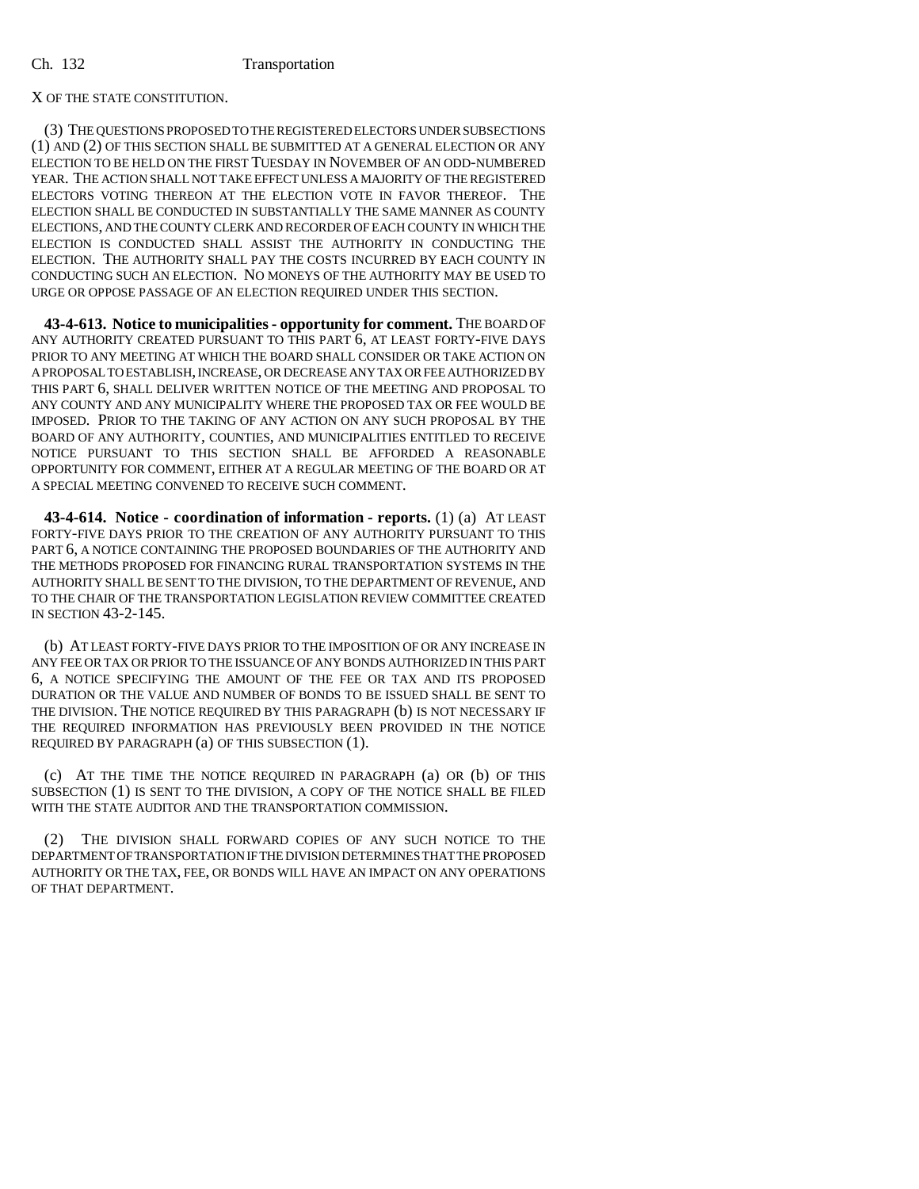X OF THE STATE CONSTITUTION.

(3) THE QUESTIONS PROPOSED TO THE REGISTERED ELECTORS UNDER SUBSECTIONS (1) AND (2) OF THIS SECTION SHALL BE SUBMITTED AT A GENERAL ELECTION OR ANY ELECTION TO BE HELD ON THE FIRST TUESDAY IN NOVEMBER OF AN ODD-NUMBERED YEAR. THE ACTION SHALL NOT TAKE EFFECT UNLESS A MAJORITY OF THE REGISTERED ELECTORS VOTING THEREON AT THE ELECTION VOTE IN FAVOR THEREOF. THE ELECTION SHALL BE CONDUCTED IN SUBSTANTIALLY THE SAME MANNER AS COUNTY ELECTIONS, AND THE COUNTY CLERK AND RECORDER OF EACH COUNTY IN WHICH THE ELECTION IS CONDUCTED SHALL ASSIST THE AUTHORITY IN CONDUCTING THE ELECTION. THE AUTHORITY SHALL PAY THE COSTS INCURRED BY EACH COUNTY IN CONDUCTING SUCH AN ELECTION. NO MONEYS OF THE AUTHORITY MAY BE USED TO URGE OR OPPOSE PASSAGE OF AN ELECTION REQUIRED UNDER THIS SECTION.

**43-4-613. Notice to municipalities - opportunity for comment.** THE BOARD OF ANY AUTHORITY CREATED PURSUANT TO THIS PART 6, AT LEAST FORTY-FIVE DAYS PRIOR TO ANY MEETING AT WHICH THE BOARD SHALL CONSIDER OR TAKE ACTION ON A PROPOSAL TO ESTABLISH, INCREASE, OR DECREASE ANY TAX OR FEE AUTHORIZED BY THIS PART 6, SHALL DELIVER WRITTEN NOTICE OF THE MEETING AND PROPOSAL TO ANY COUNTY AND ANY MUNICIPALITY WHERE THE PROPOSED TAX OR FEE WOULD BE IMPOSED. PRIOR TO THE TAKING OF ANY ACTION ON ANY SUCH PROPOSAL BY THE BOARD OF ANY AUTHORITY, COUNTIES, AND MUNICIPALITIES ENTITLED TO RECEIVE NOTICE PURSUANT TO THIS SECTION SHALL BE AFFORDED A REASONABLE OPPORTUNITY FOR COMMENT, EITHER AT A REGULAR MEETING OF THE BOARD OR AT A SPECIAL MEETING CONVENED TO RECEIVE SUCH COMMENT.

**43-4-614. Notice - coordination of information - reports.** (1) (a) AT LEAST FORTY-FIVE DAYS PRIOR TO THE CREATION OF ANY AUTHORITY PURSUANT TO THIS PART 6, A NOTICE CONTAINING THE PROPOSED BOUNDARIES OF THE AUTHORITY AND THE METHODS PROPOSED FOR FINANCING RURAL TRANSPORTATION SYSTEMS IN THE AUTHORITY SHALL BE SENT TO THE DIVISION, TO THE DEPARTMENT OF REVENUE, AND TO THE CHAIR OF THE TRANSPORTATION LEGISLATION REVIEW COMMITTEE CREATED IN SECTION 43-2-145.

(b) AT LEAST FORTY-FIVE DAYS PRIOR TO THE IMPOSITION OF OR ANY INCREASE IN ANY FEE OR TAX OR PRIOR TO THE ISSUANCE OF ANY BONDS AUTHORIZED IN THIS PART 6, A NOTICE SPECIFYING THE AMOUNT OF THE FEE OR TAX AND ITS PROPOSED DURATION OR THE VALUE AND NUMBER OF BONDS TO BE ISSUED SHALL BE SENT TO THE DIVISION. THE NOTICE REQUIRED BY THIS PARAGRAPH (b) IS NOT NECESSARY IF THE REQUIRED INFORMATION HAS PREVIOUSLY BEEN PROVIDED IN THE NOTICE REQUIRED BY PARAGRAPH (a) OF THIS SUBSECTION (1).

(c) AT THE TIME THE NOTICE REQUIRED IN PARAGRAPH (a) OR (b) OF THIS SUBSECTION (1) IS SENT TO THE DIVISION, A COPY OF THE NOTICE SHALL BE FILED WITH THE STATE AUDITOR AND THE TRANSPORTATION COMMISSION.

(2) THE DIVISION SHALL FORWARD COPIES OF ANY SUCH NOTICE TO THE DEPARTMENT OF TRANSPORTATION IF THE DIVISION DETERMINES THAT THE PROPOSED AUTHORITY OR THE TAX, FEE, OR BONDS WILL HAVE AN IMPACT ON ANY OPERATIONS OF THAT DEPARTMENT.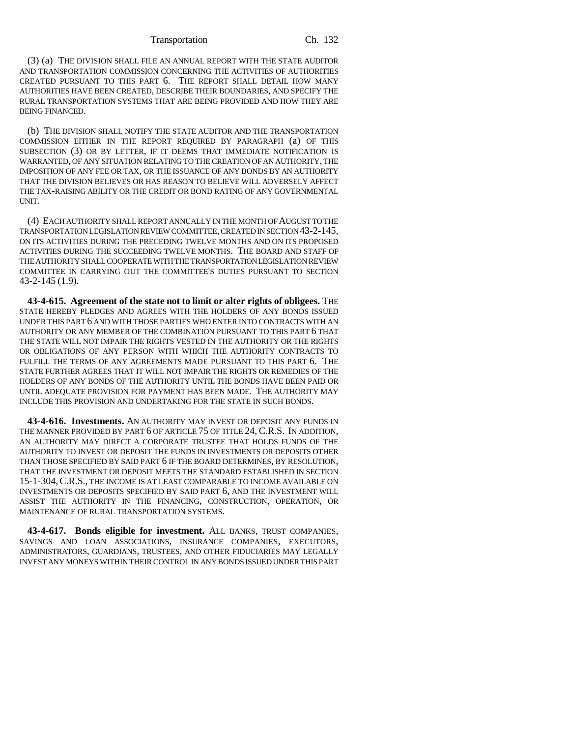(3) (a) THE DIVISION SHALL FILE AN ANNUAL REPORT WITH THE STATE AUDITOR AND TRANSPORTATION COMMISSION CONCERNING THE ACTIVITIES OF AUTHORITIES CREATED PURSUANT TO THIS PART 6. THE REPORT SHALL DETAIL HOW MANY AUTHORITIES HAVE BEEN CREATED, DESCRIBE THEIR BOUNDARIES, AND SPECIFY THE RURAL TRANSPORTATION SYSTEMS THAT ARE BEING PROVIDED AND HOW THEY ARE BEING FINANCED.

(b) THE DIVISION SHALL NOTIFY THE STATE AUDITOR AND THE TRANSPORTATION COMMISSION EITHER IN THE REPORT REQUIRED BY PARAGRAPH (a) OF THIS SUBSECTION (3) OR BY LETTER, IF IT DEEMS THAT IMMEDIATE NOTIFICATION IS WARRANTED, OF ANY SITUATION RELATING TO THE CREATION OF AN AUTHORITY, THE IMPOSITION OF ANY FEE OR TAX, OR THE ISSUANCE OF ANY BONDS BY AN AUTHORITY THAT THE DIVISION BELIEVES OR HAS REASON TO BELIEVE WILL ADVERSELY AFFECT THE TAX-RAISING ABILITY OR THE CREDIT OR BOND RATING OF ANY GOVERNMENTAL UNIT.

(4) EACH AUTHORITY SHALL REPORT ANNUALLY IN THE MONTH OF AUGUST TO THE TRANSPORTATION LEGISLATION REVIEW COMMITTEE, CREATED IN SECTION 43-2-145, ON ITS ACTIVITIES DURING THE PRECEDING TWELVE MONTHS AND ON ITS PROPOSED ACTIVITIES DURING THE SUCCEEDING TWELVE MONTHS. THE BOARD AND STAFF OF THE AUTHORITY SHALL COOPERATE WITH THE TRANSPORTATION LEGISLATION REVIEW COMMITTEE IN CARRYING OUT THE COMMITTEE'S DUTIES PURSUANT TO SECTION 43-2-145 (1.9).

**43-4-615. Agreement of the state not to limit or alter rights of obligees.** THE STATE HEREBY PLEDGES AND AGREES WITH THE HOLDERS OF ANY BONDS ISSUED UNDER THIS PART 6 AND WITH THOSE PARTIES WHO ENTER INTO CONTRACTS WITH AN AUTHORITY OR ANY MEMBER OF THE COMBINATION PURSUANT TO THIS PART 6 THAT THE STATE WILL NOT IMPAIR THE RIGHTS VESTED IN THE AUTHORITY OR THE RIGHTS OR OBLIGATIONS OF ANY PERSON WITH WHICH THE AUTHORITY CONTRACTS TO FULFILL THE TERMS OF ANY AGREEMENTS MADE PURSUANT TO THIS PART 6. THE STATE FURTHER AGREES THAT IT WILL NOT IMPAIR THE RIGHTS OR REMEDIES OF THE HOLDERS OF ANY BONDS OF THE AUTHORITY UNTIL THE BONDS HAVE BEEN PAID OR UNTIL ADEQUATE PROVISION FOR PAYMENT HAS BEEN MADE. THE AUTHORITY MAY INCLUDE THIS PROVISION AND UNDERTAKING FOR THE STATE IN SUCH BONDS.

**43-4-616. Investments.** AN AUTHORITY MAY INVEST OR DEPOSIT ANY FUNDS IN THE MANNER PROVIDED BY PART 6 OF ARTICLE 75 OF TITLE 24, C.R.S. IN ADDITION, AN AUTHORITY MAY DIRECT A CORPORATE TRUSTEE THAT HOLDS FUNDS OF THE AUTHORITY TO INVEST OR DEPOSIT THE FUNDS IN INVESTMENTS OR DEPOSITS OTHER THAN THOSE SPECIFIED BY SAID PART 6 IF THE BOARD DETERMINES, BY RESOLUTION, THAT THE INVESTMENT OR DEPOSIT MEETS THE STANDARD ESTABLISHED IN SECTION 15-1-304, C.R.S., THE INCOME IS AT LEAST COMPARABLE TO INCOME AVAILABLE ON INVESTMENTS OR DEPOSITS SPECIFIED BY SAID PART 6, AND THE INVESTMENT WILL ASSIST THE AUTHORITY IN THE FINANCING, CONSTRUCTION, OPERATION, OR MAINTENANCE OF RURAL TRANSPORTATION SYSTEMS.

**43-4-617. Bonds eligible for investment.** ALL BANKS, TRUST COMPANIES, SAVINGS AND LOAN ASSOCIATIONS, INSURANCE COMPANIES, EXECUTORS, ADMINISTRATORS, GUARDIANS, TRUSTEES, AND OTHER FIDUCIARIES MAY LEGALLY INVEST ANY MONEYS WITHIN THEIR CONTROL IN ANY BONDS ISSUED UNDER THIS PART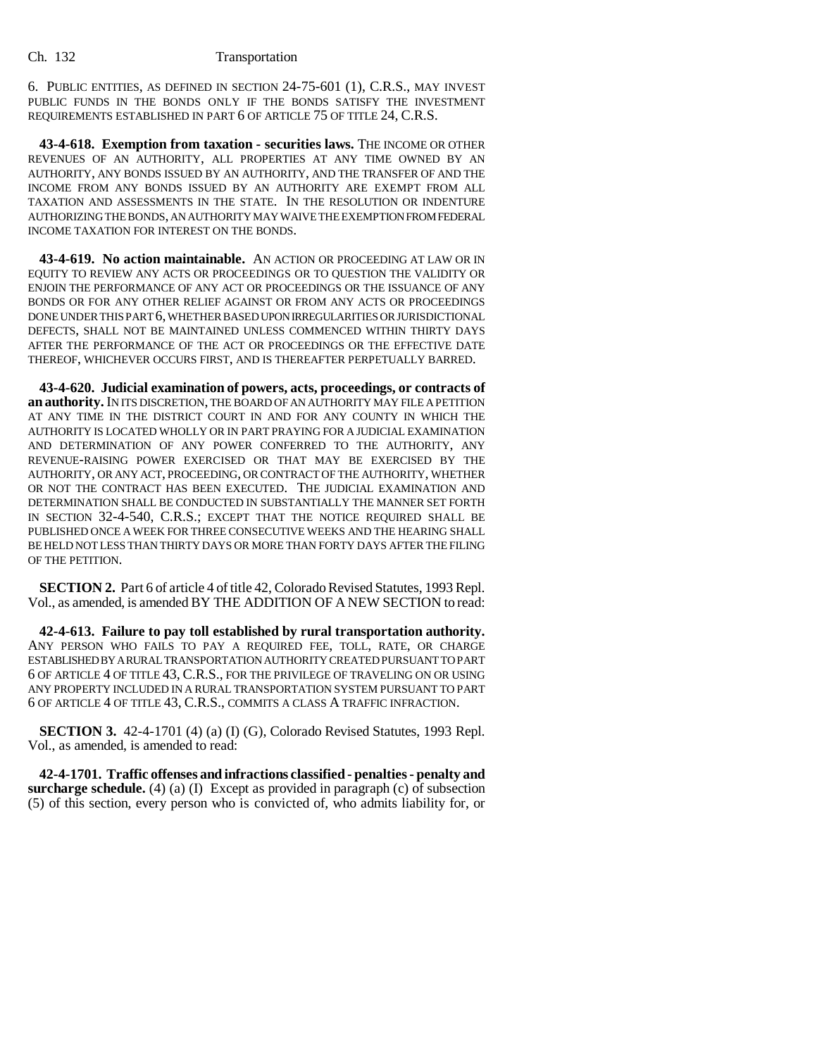6. PUBLIC ENTITIES, AS DEFINED IN SECTION 24-75-601 (1), C.R.S., MAY INVEST PUBLIC FUNDS IN THE BONDS ONLY IF THE BONDS SATISFY THE INVESTMENT REQUIREMENTS ESTABLISHED IN PART 6 OF ARTICLE 75 OF TITLE 24, C.R.S.

**43-4-618. Exemption from taxation - securities laws.** THE INCOME OR OTHER REVENUES OF AN AUTHORITY, ALL PROPERTIES AT ANY TIME OWNED BY AN AUTHORITY, ANY BONDS ISSUED BY AN AUTHORITY, AND THE TRANSFER OF AND THE INCOME FROM ANY BONDS ISSUED BY AN AUTHORITY ARE EXEMPT FROM ALL TAXATION AND ASSESSMENTS IN THE STATE. IN THE RESOLUTION OR INDENTURE AUTHORIZING THE BONDS, AN AUTHORITY MAY WAIVE THE EXEMPTION FROM FEDERAL INCOME TAXATION FOR INTEREST ON THE BONDS.

**43-4-619. No action maintainable.** AN ACTION OR PROCEEDING AT LAW OR IN EQUITY TO REVIEW ANY ACTS OR PROCEEDINGS OR TO QUESTION THE VALIDITY OR ENJOIN THE PERFORMANCE OF ANY ACT OR PROCEEDINGS OR THE ISSUANCE OF ANY BONDS OR FOR ANY OTHER RELIEF AGAINST OR FROM ANY ACTS OR PROCEEDINGS DONE UNDER THIS PART 6, WHETHER BASED UPON IRREGULARITIES OR JURISDICTIONAL DEFECTS, SHALL NOT BE MAINTAINED UNLESS COMMENCED WITHIN THIRTY DAYS AFTER THE PERFORMANCE OF THE ACT OR PROCEEDINGS OR THE EFFECTIVE DATE THEREOF, WHICHEVER OCCURS FIRST, AND IS THEREAFTER PERPETUALLY BARRED.

**43-4-620. Judicial examination of powers, acts, proceedings, or contracts of an authority.** IN ITS DISCRETION, THE BOARD OF AN AUTHORITY MAY FILE A PETITION AT ANY TIME IN THE DISTRICT COURT IN AND FOR ANY COUNTY IN WHICH THE AUTHORITY IS LOCATED WHOLLY OR IN PART PRAYING FOR A JUDICIAL EXAMINATION AND DETERMINATION OF ANY POWER CONFERRED TO THE AUTHORITY, ANY REVENUE-RAISING POWER EXERCISED OR THAT MAY BE EXERCISED BY THE AUTHORITY, OR ANY ACT, PROCEEDING, OR CONTRACT OF THE AUTHORITY, WHETHER OR NOT THE CONTRACT HAS BEEN EXECUTED. THE JUDICIAL EXAMINATION AND DETERMINATION SHALL BE CONDUCTED IN SUBSTANTIALLY THE MANNER SET FORTH IN SECTION 32-4-540, C.R.S.; EXCEPT THAT THE NOTICE REQUIRED SHALL BE PUBLISHED ONCE A WEEK FOR THREE CONSECUTIVE WEEKS AND THE HEARING SHALL BE HELD NOT LESS THAN THIRTY DAYS OR MORE THAN FORTY DAYS AFTER THE FILING OF THE PETITION.

**SECTION 2.** Part 6 of article 4 of title 42, Colorado Revised Statutes, 1993 Repl. Vol., as amended, is amended BY THE ADDITION OF A NEW SECTION to read:

**42-4-613. Failure to pay toll established by rural transportation authority.** ANY PERSON WHO FAILS TO PAY A REQUIRED FEE, TOLL, RATE, OR CHARGE ESTABLISHED BY A RURAL TRANSPORTATION AUTHORITY CREATED PURSUANT TO PART 6 OF ARTICLE 4 OF TITLE 43, C.R.S., FOR THE PRIVILEGE OF TRAVELING ON OR USING ANY PROPERTY INCLUDED IN A RURAL TRANSPORTATION SYSTEM PURSUANT TO PART 6 OF ARTICLE 4 OF TITLE 43, C.R.S., COMMITS A CLASS A TRAFFIC INFRACTION.

**SECTION 3.** 42-4-1701 (4) (a) (I) (G), Colorado Revised Statutes, 1993 Repl. Vol., as amended, is amended to read:

**42-4-1701. Traffic offenses and infractions classified - penalties - penalty and surcharge schedule.** (4) (a) (I) Except as provided in paragraph (c) of subsection (5) of this section, every person who is convicted of, who admits liability for, or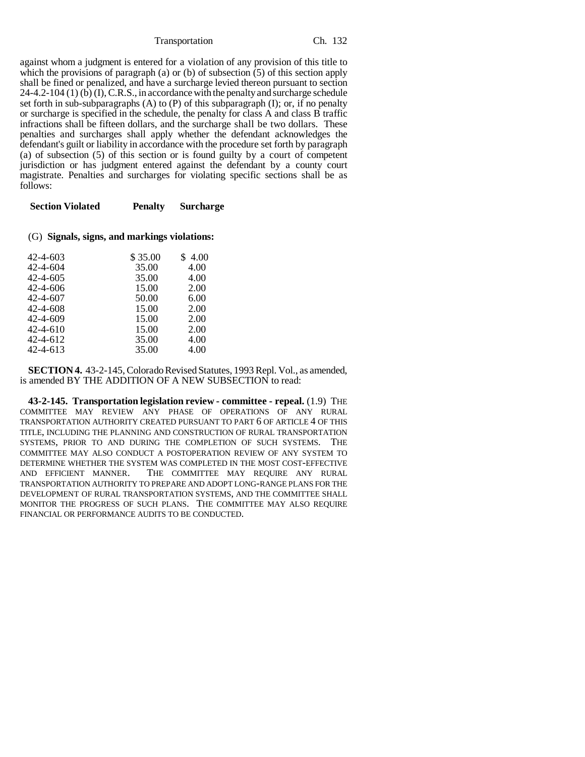against whom a judgment is entered for a violation of any provision of this title to which the provisions of paragraph (a) or (b) of subsection (5) of this section apply shall be fined or penalized, and have a surcharge levied thereon pursuant to section 24-4.2-104 (1) (b) (I), C.R.S., in accordance with the penalty and surcharge schedule set forth in sub-subparagraphs (A) to (P) of this subparagraph (I); or, if no penalty or surcharge is specified in the schedule, the penalty for class A and class B traffic infractions shall be fifteen dollars, and the surcharge shall be two dollars. These penalties and surcharges shall apply whether the defendant acknowledges the defendant's guilt or liability in accordance with the procedure set forth by paragraph (a) of subsection (5) of this section or is found guilty by a court of competent jurisdiction or has judgment entered against the defendant by a county court magistrate. Penalties and surcharges for violating specific sections shall be as follows:

(G) **Signals, signs, and markings violations:**

| Section Violated | Penalty | Surcharge |
|---|---|---|
| 42-4-603 | $ 35.00 | $ 4.00 |
| 42-4-604 | 35.00 | 4.00 |
| 42-4-605 | 35.00 | 4.00 |
| 42-4-606 | 15.00 | 2.00 |
| 42-4-607 | 50.00 | 6.00 |
| 42-4-608 | 15.00 | 2.00 |
| 42-4-609 | 15.00 | 2.00 |
| 42-4-610 | 15.00 | 2.00 |
| 42-4-612 | 35.00 | 4.00 |
| 42-4-613 | 35.00 | 4.00 |

**SECTION 4.** 43-2-145, Colorado Revised Statutes, 1993 Repl. Vol., as amended, is amended BY THE ADDITION OF A NEW SUBSECTION to read:

**43-2-145. Transportation legislation review - committee - repeal.** (1.9) THE COMMITTEE MAY REVIEW ANY PHASE OF OPERATIONS OF ANY RURAL TRANSPORTATION AUTHORITY CREATED PURSUANT TO PART 6 OF ARTICLE 4 OF THIS TITLE, INCLUDING THE PLANNING AND CONSTRUCTION OF RURAL TRANSPORTATION SYSTEMS, PRIOR TO AND DURING THE COMPLETION OF SUCH SYSTEMS. THE COMMITTEE MAY ALSO CONDUCT A POSTOPERATION REVIEW OF ANY SYSTEM TO DETERMINE WHETHER THE SYSTEM WAS COMPLETED IN THE MOST COST-EFFECTIVE AND EFFICIENT MANNER. THE COMMITTEE MAY REQUIRE ANY RURAL TRANSPORTATION AUTHORITY TO PREPARE AND ADOPT LONG-RANGE PLANS FOR THE DEVELOPMENT OF RURAL TRANSPORTATION SYSTEMS, AND THE COMMITTEE SHALL MONITOR THE PROGRESS OF SUCH PLANS. THE COMMITTEE MAY ALSO REQUIRE FINANCIAL OR PERFORMANCE AUDITS TO BE CONDUCTED.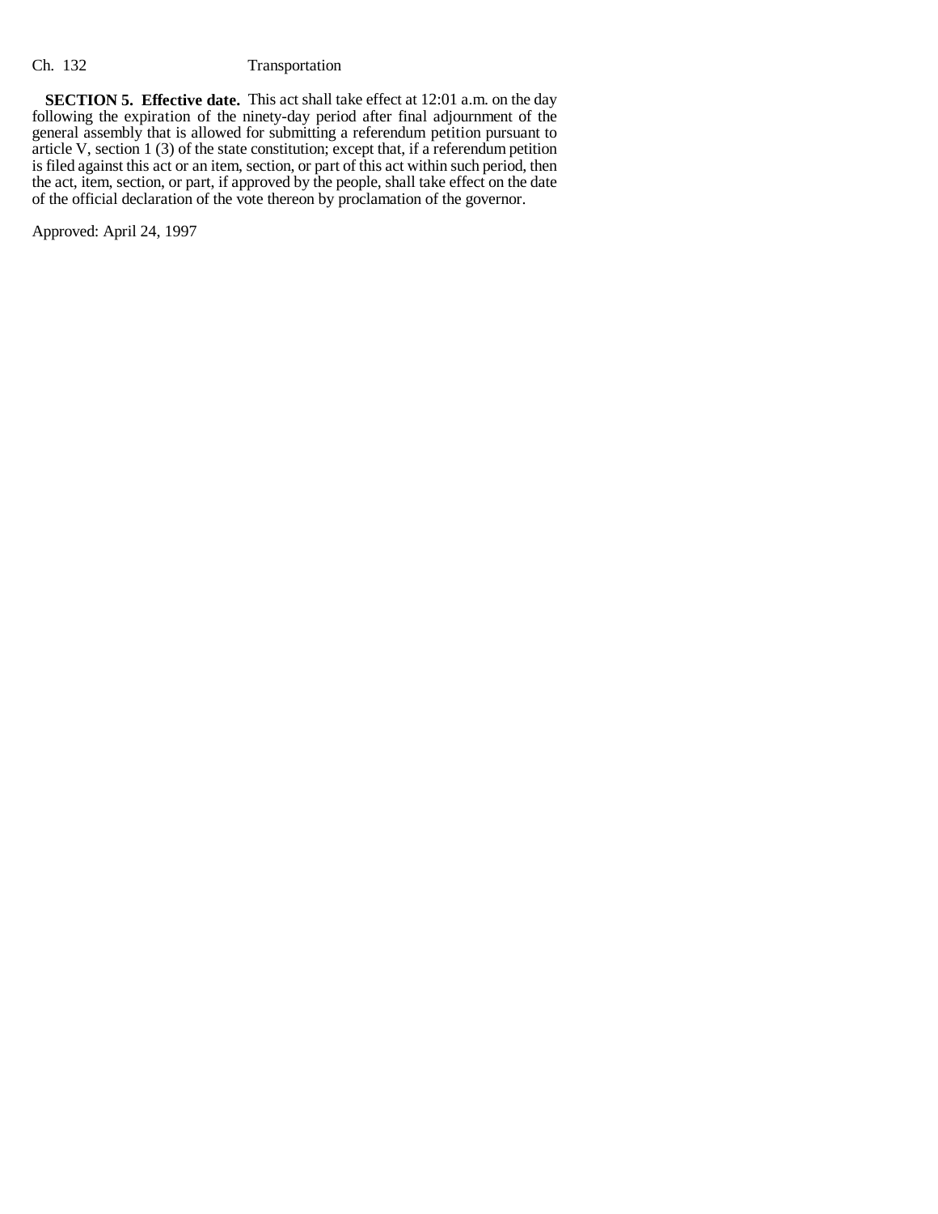**SECTION 5. Effective date.** This act shall take effect at 12:01 a.m. on the day following the expiration of the ninety-day period after final adjournment of the general assembly that is allowed for submitting a referendum petition pursuant to article V, section 1 (3) of the state constitution; except that, if a referendum petition is filed against this act or an item, section, or part of this act within such period, then the act, item, section, or part, if approved by the people, shall take effect on the date of the official declaration of the vote thereon by proclamation of the governor.

Approved: April 24, 1997